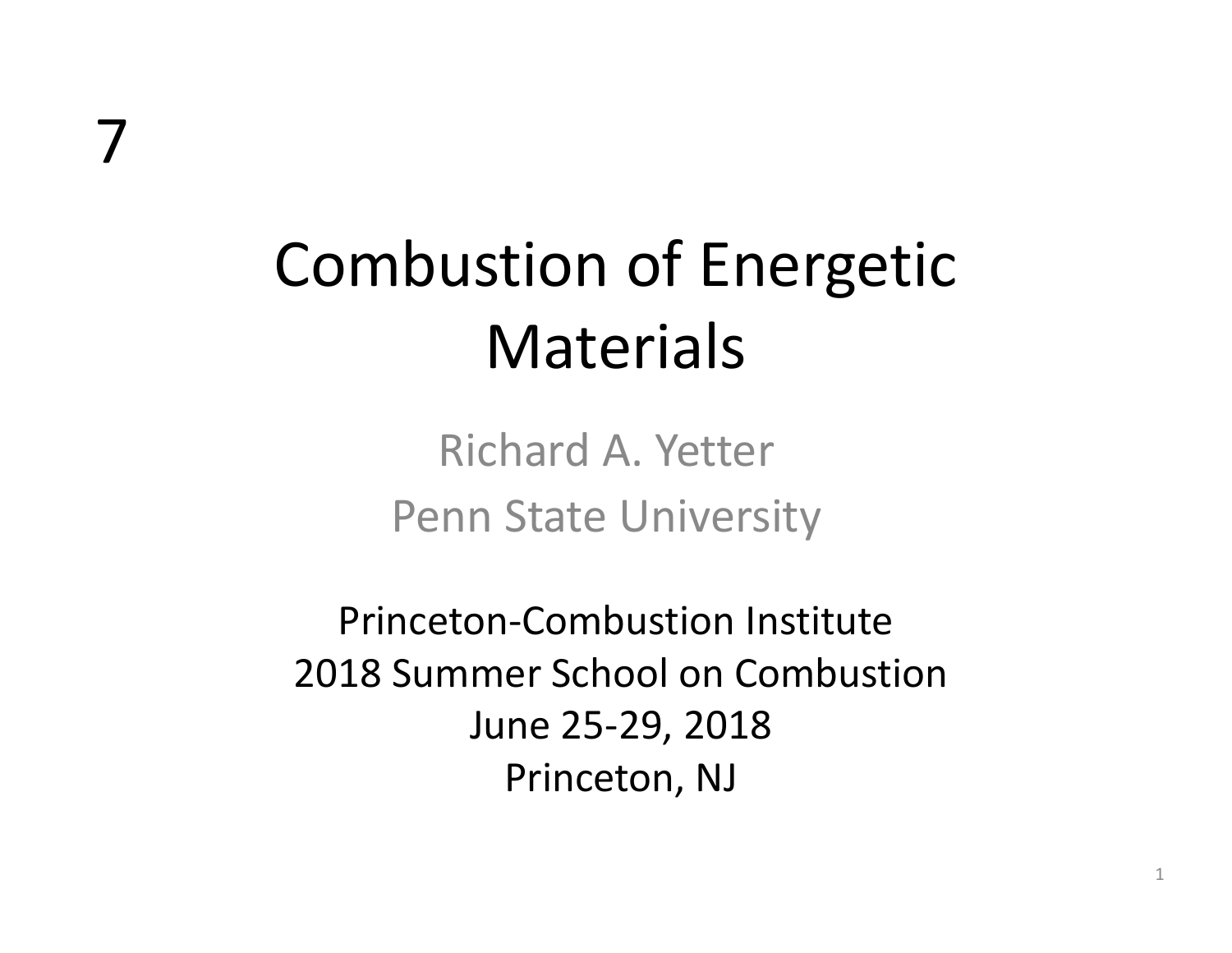7

# Combustion of Energetic Materials

Richard A. Yetter

Penn State University

Princeton-Combustion Institute
2018 Summer School on Combustion
June 25-29, 2018
Princeton, NJ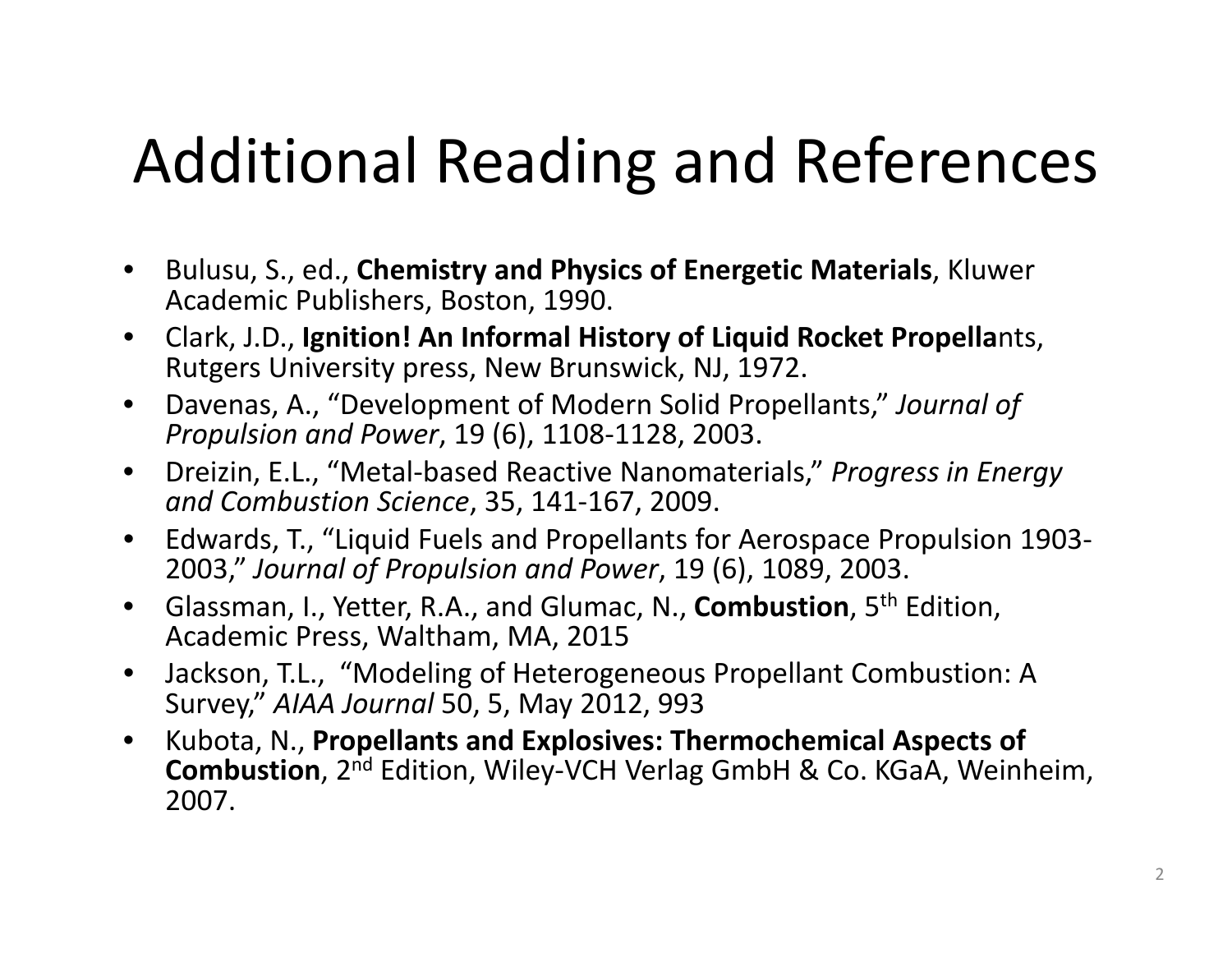# Additional Reading and References

- Bulusu, S., ed., **Chemistry and Physics of Energetic Materials**, Kluwer Academic Publishers, Boston, 1990.
- Clark, J.D., **Ignition! An Informal History of Liquid Rocket Propella**nts, Rutgers University press, New Brunswick, NJ, 1972.
- Davenas, A., "Development of Modern Solid Propellants," *Journal of Propulsion and Power*, 19 (6), 1108-1128, 2003.
- Dreizin, E.L., "Metal-based Reactive Nanomaterials," *Progress in Energy and Combustion Science*, 35, 141-167, 2009.
- Edwards, T., "Liquid Fuels and Propellants for Aerospace Propulsion 1903-2003," *Journal of Propulsion and Power*, 19 (6), 1089, 2003.
- Glassman, I., Yetter, R.A., and Glumac, N., **Combustion**, 5th Edition, Academic Press, Waltham, MA, 2015
- Jackson, T.L., "Modeling of Heterogeneous Propellant Combustion: A Survey," *AIAA Journal* 50, 5, May 2012, 993
- Kubota, N., **Propellants and Explosives: Thermochemical Aspects of Combustion**, 2nd Edition, Wiley-VCH Verlag GmbH & Co. KGaA, Weinheim, 2007.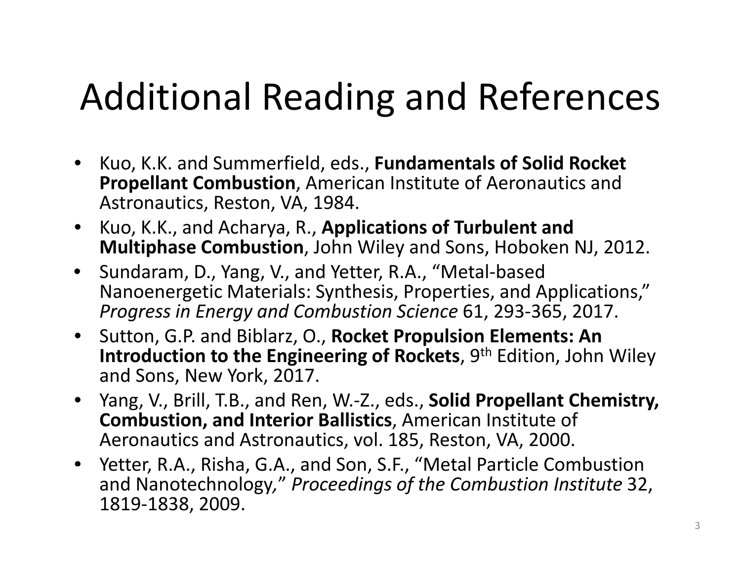# Additional Reading and References

- Kuo, K.K. and Summerfield, eds., **Fundamentals of Solid Rocket Propellant Combustion**, American Institute of Aeronautics and Astronautics, Reston, VA, 1984.
- Kuo, K.K., and Acharya, R., **Applications of Turbulent and Multiphase Combustion**, John Wiley and Sons, Hoboken NJ, 2012.
- Sundaram, D., Yang, V., and Yetter, R.A., "Metal-based Nanoenergetic Materials: Synthesis, Properties, and Applications," *Progress in Energy and Combustion Science* 61, 293-365, 2017.
- Sutton, G.P. and Biblarz, O., **Rocket Propulsion Elements: An Introduction to the Engineering of Rockets**, 9th Edition, John Wiley and Sons, New York, 2017.
- Yang, V., Brill, T.B., and Ren, W.-Z., eds., **Solid Propellant Chemistry, Combustion, and Interior Ballistics**, American Institute of Aeronautics and Astronautics, vol. 185, Reston, VA, 2000.
- Yetter, R.A., Risha, G.A., and Son, S.F., "Metal Particle Combustion and Nanotechnology," *Proceedings of the Combustion Institute* 32, 1819-1838, 2009.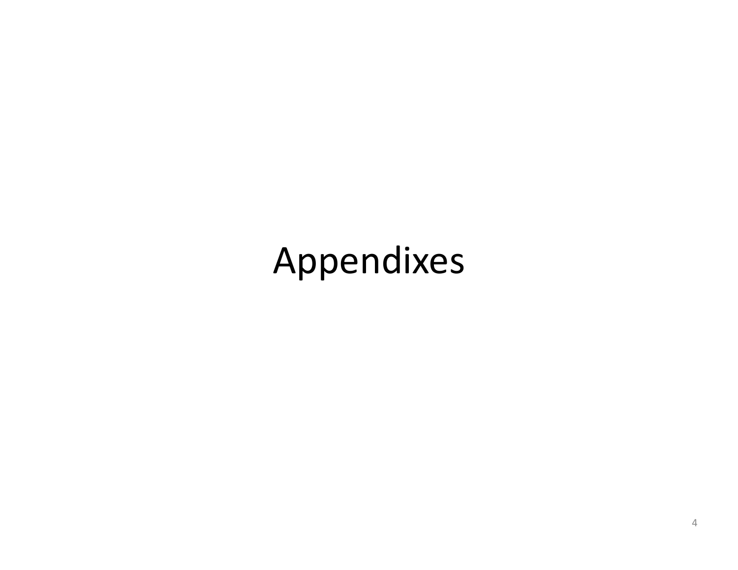# Appendixes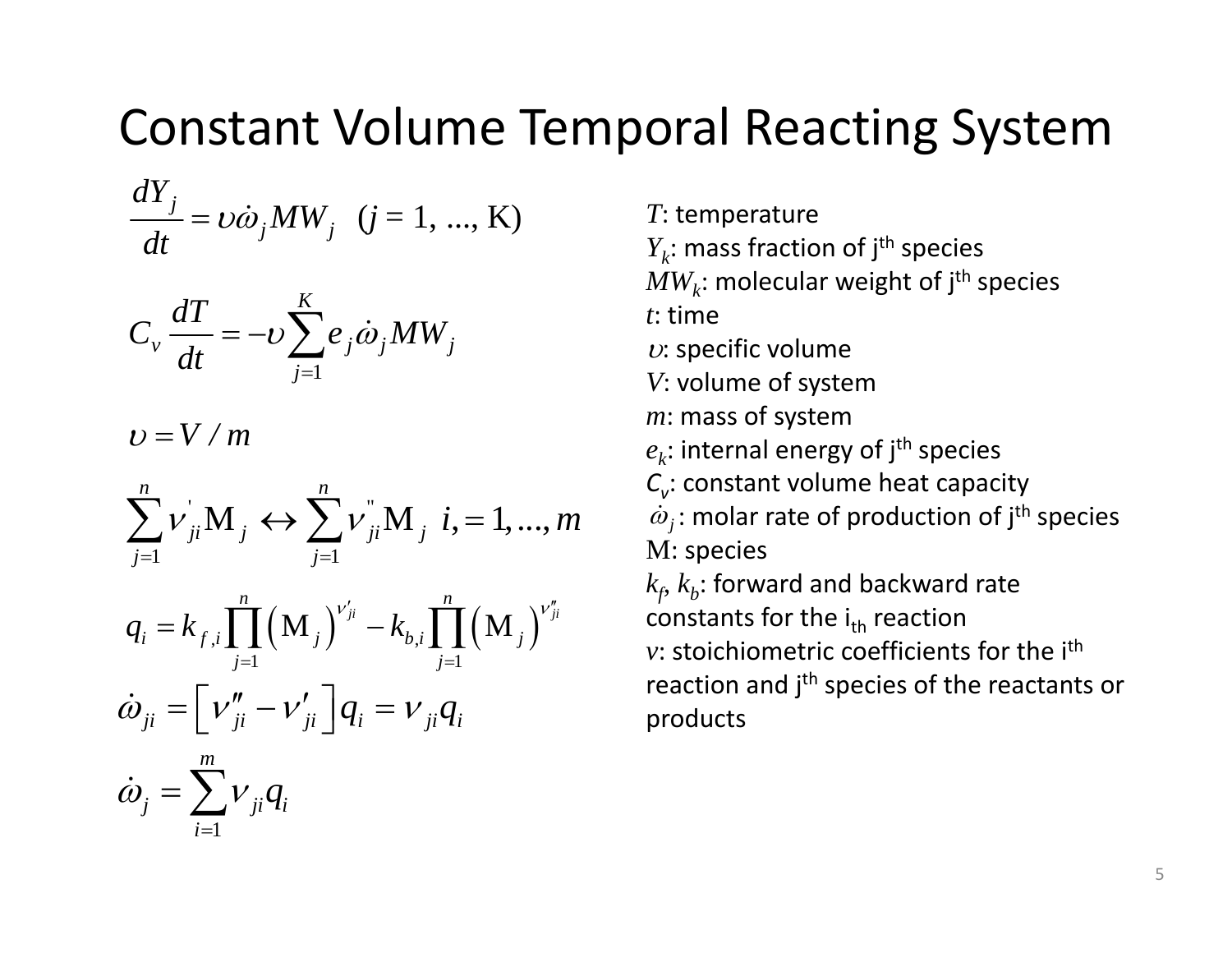# Constant Volume Temporal Reacting System

$$\frac{dY_j}{dt} = \upsilon \dot{\omega}_j MW_j \quad (j = 1, \ldots, \mathrm{K})$$

$$C_v \frac{dT}{dt} = -\upsilon \sum_{j=1}^{K} e_j \dot{\omega}_j MW_j$$

$$\upsilon = V / m$$

$$\sum_{j=1}^{n} \nu'_{ji} \mathrm{M}_j \leftrightarrow \sum_{j=1}^{n} \nu''_{ji} \mathrm{M}_j \quad i, = 1, \ldots, m$$

$$q_i = k_{f,i} \prod_{j=1}^{n} \left( \mathrm{M}_j \right)^{\nu'_{ji}} - k_{b,i} \prod_{j=1}^{n} \left( \mathrm{M}_j \right)^{\nu''_{ji}}$$

$$\dot{\omega}_{ji} = \left[ \nu''_{ji} - \nu'_{ji} \right] q_i = \nu_{ji} q_i$$

$$\dot{\omega}_j = \sum_{i=1}^{m} \nu_{ji} q_i$$

$T$: temperature
$Y_k$: mass fraction of j[th] species
$MW_k$: molecular weight of j[th] species
$t$: time
$\upsilon$: specific volume
$V$: volume of system
$m$: mass of system
$e_k$: internal energy of j[th] species
$C_v$: constant volume heat capacity
$\dot{\omega}_j$: molar rate of production of j[th] species
$\mathrm{M}$: species
$k_f$, $k_b$: forward and backward rate constants for the $i_{th}$ reaction
$\nu$: stoichiometric coefficients for the i[th] reaction and j[th] species of the reactants or products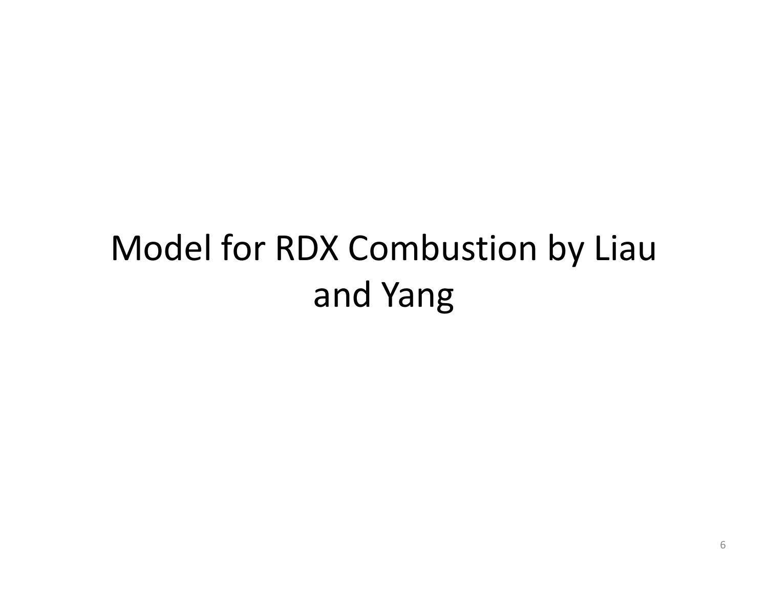# Model for RDX Combustion by Liau and Yang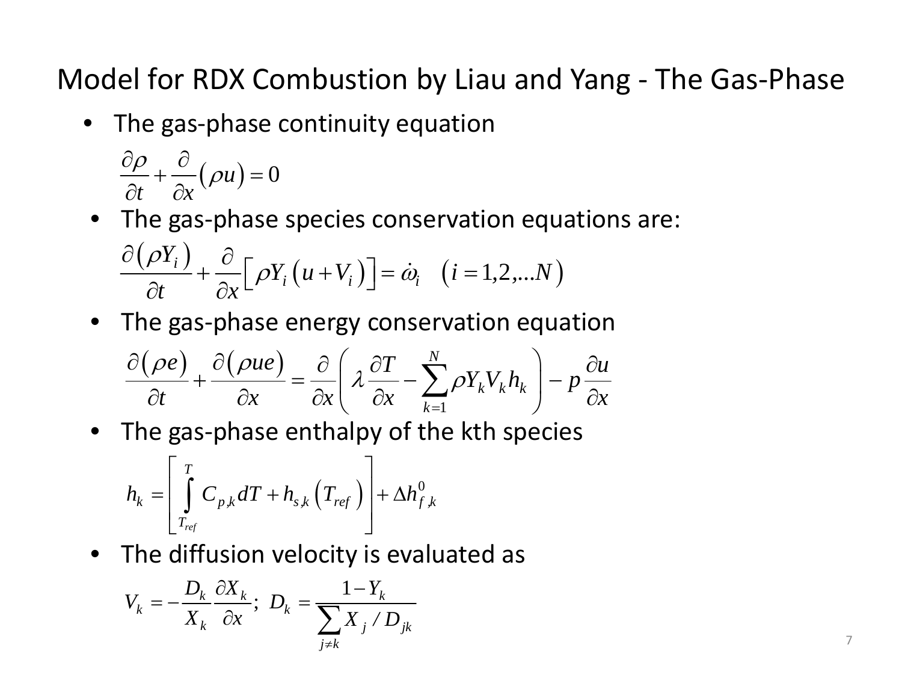# Model for RDX Combustion by Liau and Yang - The Gas-Phase

- The gas-phase continuity equation

$$\frac{\partial \rho}{\partial t} + \frac{\partial}{\partial x}(\rho u) = 0$$

- The gas-phase species conservation equations are:

$$\frac{\partial(\rho Y_i)}{\partial t} + \frac{\partial}{\partial x}\left[\rho Y_i (u + V_i)\right] = \dot{\omega}_i \quad (i = 1,2,\ldots N)$$

- The gas-phase energy conservation equation

$$\frac{\partial(\rho e)}{\partial t} + \frac{\partial(\rho u e)}{\partial x} = \frac{\partial}{\partial x}\left(\lambda \frac{\partial T}{\partial x} - \sum_{k=1}^{N} \rho Y_k V_k h_k\right) - p\frac{\partial u}{\partial x}$$

- The gas-phase enthalpy of the kth species

$$h_k = \left[\int_{T_{ref}}^{T} C_{p,k} dT + h_{s,k}(T_{ref})\right] + \Delta h_{f,k}^{0}$$

- The diffusion velocity is evaluated as

$$V_k = -\frac{D_k}{X_k}\frac{\partial X_k}{\partial x}; \; D_k = \frac{1 - Y_k}{\sum_{j \neq k} X_j / D_{jk}}$$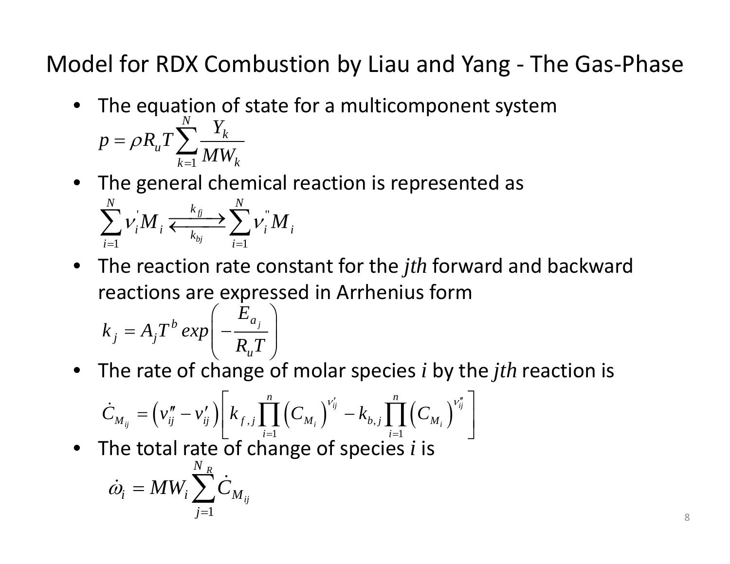# Model for RDX Combustion by Liau and Yang - The Gas-Phase

- The equation of state for a multicomponent system

$$p = \rho R_u T \sum_{k=1}^{N} \frac{Y_k}{MW_k}$$

- The general chemical reaction is represented as

$$\sum_{i=1}^{N} \nu_i^{'} M_i \underset{k_{bj}}{\overset{k_{fj}}{\rightleftarrows}} \sum_{i=1}^{N} \nu_i^{''} M_i$$

- The reaction rate constant for the *jth* forward and backward reactions are expressed in Arrhenius form

$$k_j = A_j T^b \, exp\left(-\frac{E_{a_j}}{R_u T}\right)$$

- The rate of change of molar species *i* by the *jth* reaction is

$$\dot{C}_{M_{ij}} = \left(\nu_{ij}'' - \nu_{ij}'\right)\left[k_{f,j}\prod_{i=1}^{n}\left(C_{M_i}\right)^{\nu_{ij}'} - k_{b,j}\prod_{i=1}^{n}\left(C_{M_i}\right)^{\nu_{ij}''}\right]$$

- The total rate of change of species *i* is

$$\dot{\omega}_i = MW_i \sum_{j=1}^{N_R} \dot{C}_{M_{ij}}$$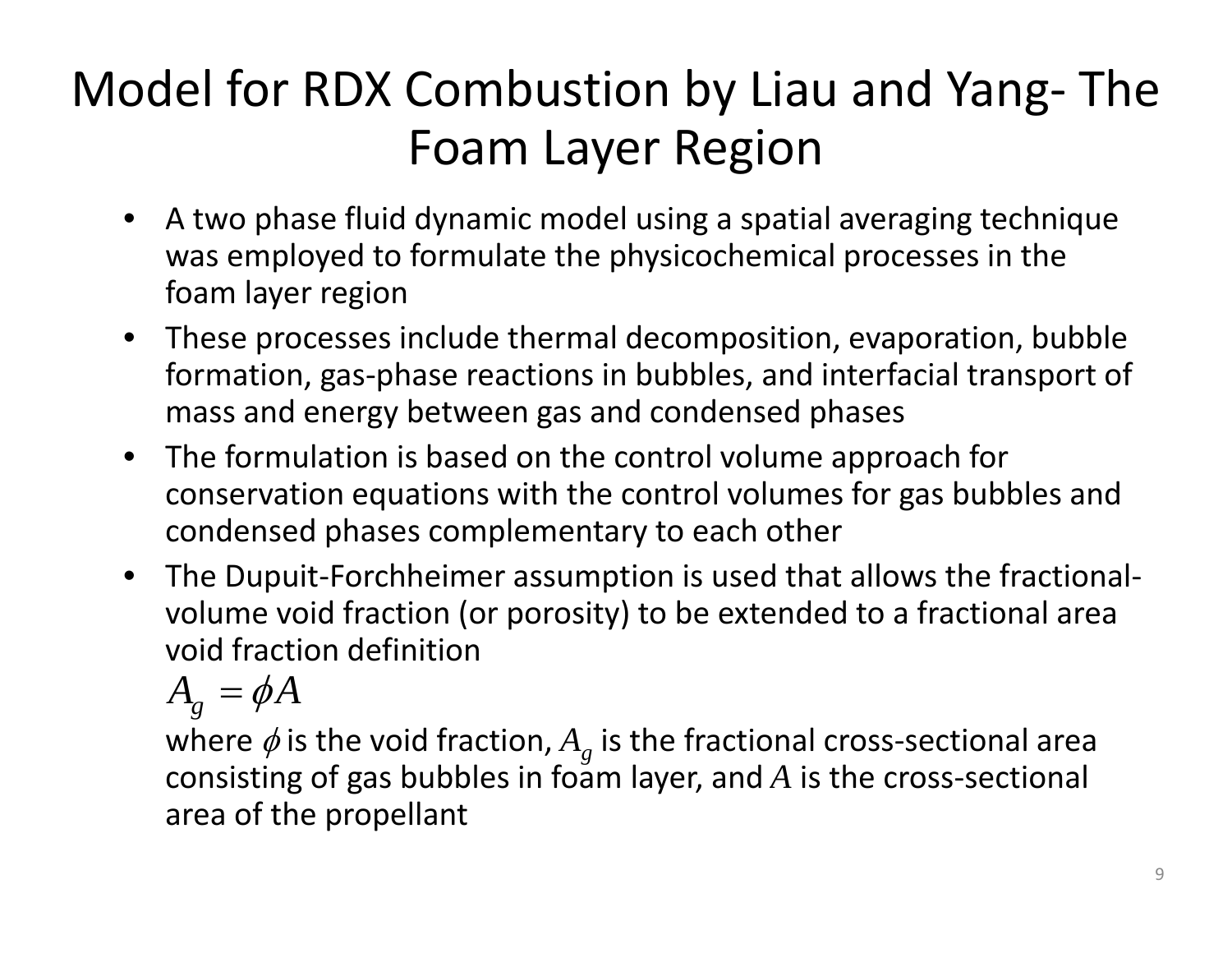# Model for RDX Combustion by Liau and Yang- The Foam Layer Region

- A two phase fluid dynamic model using a spatial averaging technique was employed to formulate the physicochemical processes in the foam layer region
- These processes include thermal decomposition, evaporation, bubble formation, gas-phase reactions in bubbles, and interfacial transport of mass and energy between gas and condensed phases
- The formulation is based on the control volume approach for conservation equations with the control volumes for gas bubbles and condensed phases complementary to each other
- The Dupuit-Forchheimer assumption is used that allows the fractional-volume void fraction (or porosity) to be extended to a fractional area void fraction definition

  $$A_g = \phi A$$

  where $\phi$ is the void fraction, $A_g$ is the fractional cross-sectional area consisting of gas bubbles in foam layer, and $A$ is the cross-sectional area of the propellant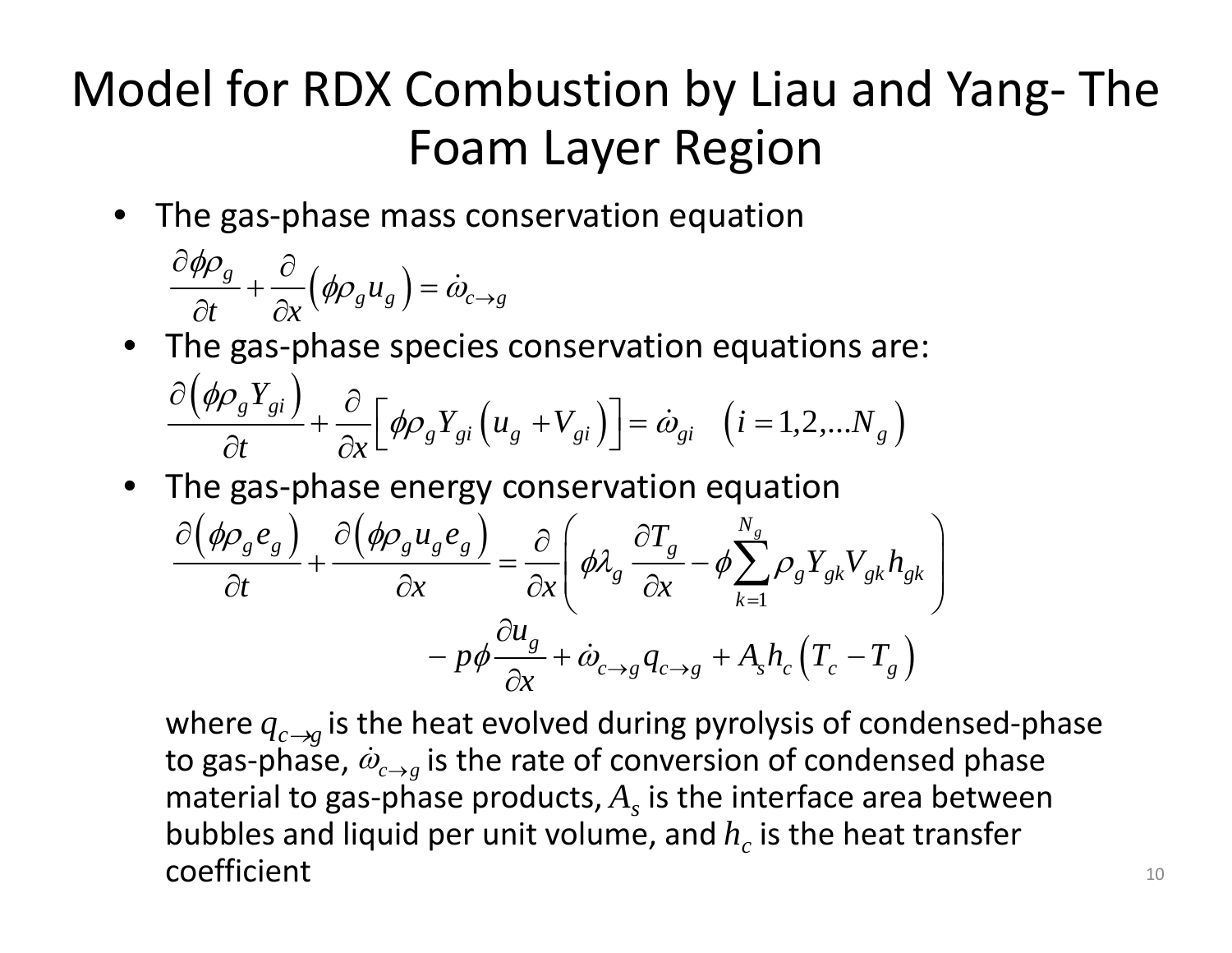# Model for RDX Combustion by Liau and Yang- The Foam Layer Region

- The gas-phase mass conservation equation

$$\frac{\partial \phi \rho_g}{\partial t} + \frac{\partial}{\partial x}\left(\phi \rho_g u_g\right) = \dot{\omega}_{c \to g}$$

- The gas-phase species conservation equations are:

$$\frac{\partial \left(\phi \rho_g Y_{gi}\right)}{\partial t} + \frac{\partial}{\partial x}\left[\phi \rho_g Y_{gi}\left(u_g + V_{gi}\right)\right] = \dot{\omega}_{gi} \quad \left(i = 1, 2, \ldots N_g\right)$$

- The gas-phase energy conservation equation

$$\frac{\partial \left(\phi \rho_g e_g\right)}{\partial t} + \frac{\partial \left(\phi \rho_g u_g e_g\right)}{\partial x} = \frac{\partial}{\partial x}\left(\phi \lambda_g \frac{\partial T_g}{\partial x} - \phi \sum_{k=1}^{N_g} \rho_g Y_{gk} V_{gk} h_{gk}\right) - p\phi \frac{\partial u_g}{\partial x} + \dot{\omega}_{c \to g} q_{c \to g} + A_s h_c \left(T_c - T_g\right)$$

where $q_{c \to g}$ is the heat evolved during pyrolysis of condensed-phase to gas-phase, $\dot{\omega}_{c \to g}$ is the rate of conversion of condensed phase material to gas-phase products, $A_s$ is the interface area between bubbles and liquid per unit volume, and $h_c$ is the heat transfer coefficient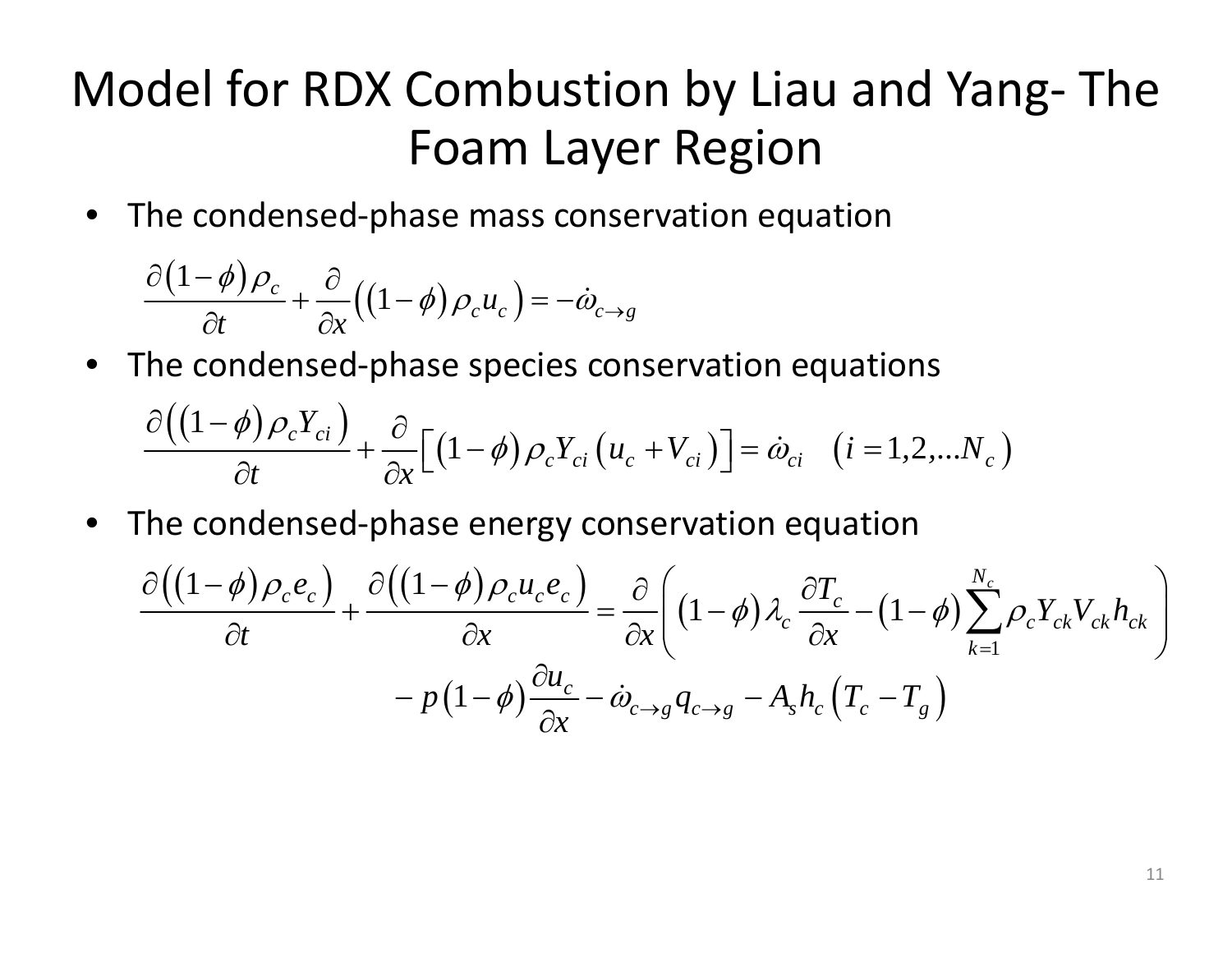# Model for RDX Combustion by Liau and Yang- The Foam Layer Region

- The condensed-phase mass conservation equation

$$\frac{\partial (1-\phi)\rho_c}{\partial t} + \frac{\partial}{\partial x}\left((1-\phi)\rho_c u_c\right) = -\dot{\omega}_{c\to g}$$

- The condensed-phase species conservation equations

$$\frac{\partial \left((1-\phi)\rho_c Y_{ci}\right)}{\partial t} + \frac{\partial}{\partial x}\left[(1-\phi)\rho_c Y_{ci}\left(u_c + V_{ci}\right)\right] = \dot{\omega}_{ci} \quad \left(i = 1,2,\ldots N_c\right)$$

- The condensed-phase energy conservation equation

$$\frac{\partial \left((1-\phi)\rho_c e_c\right)}{\partial t} + \frac{\partial \left((1-\phi)\rho_c u_c e_c\right)}{\partial x} = \frac{\partial}{\partial x}\left((1-\phi)\lambda_c \frac{\partial T_c}{\partial x} - (1-\phi)\sum_{k=1}^{N_c}\rho_c Y_{ck} V_{ck} h_{ck}\right) - p(1-\phi)\frac{\partial u_c}{\partial x} - \dot{\omega}_{c\to g} q_{c\to g} - A_s h_c \left(T_c - T_g\right)$$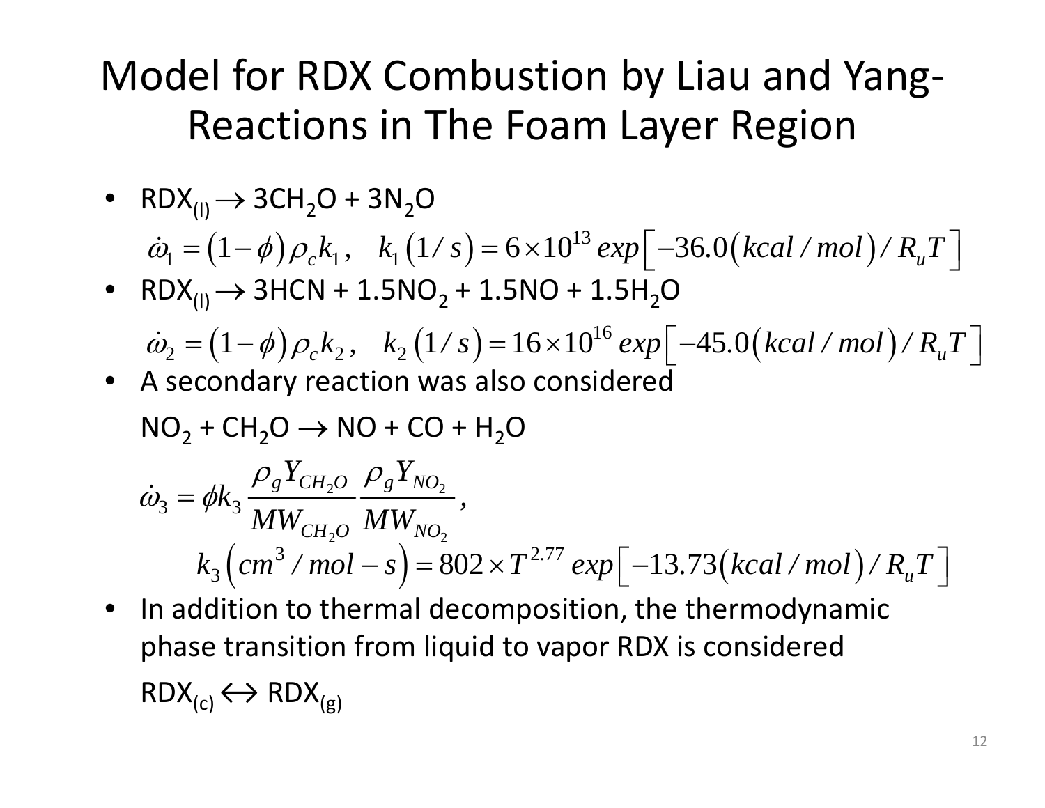# Model for RDX Combustion by Liau and Yang- Reactions in The Foam Layer Region

- $RDX_{(l)} \rightarrow 3CH_2O + 3N_2O$

  $$\dot{\omega}_1 = (1-\phi)\rho_c k_1, \quad k_1(1/s) = 6\times10^{13}\, exp\left[-36.0(kcal/mol)/R_u T\right]$$

- $RDX_{(l)} \rightarrow 3HCN + 1.5NO_2 + 1.5NO + 1.5H_2O$

  $$\dot{\omega}_2 = (1-\phi)\rho_c k_2, \quad k_2(1/s) = 16\times10^{16}\, exp\left[-45.0(kcal/mol)/R_u T\right]$$

- A secondary reaction was also considered

  $NO_2 + CH_2O \rightarrow NO + CO + H_2O$

  $$\dot{\omega}_3 = \phi k_3 \frac{\rho_g Y_{CH_2O}}{MW_{CH_2O}} \frac{\rho_g Y_{NO_2}}{MW_{NO_2}},$$

  $$k_3\left(cm^3/mol-s\right) = 802\times T^{2.77}\, exp\left[-13.73(kcal/mol)/R_u T\right]$$

- In addition to thermal decomposition, the thermodynamic phase transition from liquid to vapor RDX is considered

  $RDX_{(c)} \leftrightarrow RDX_{(g)}$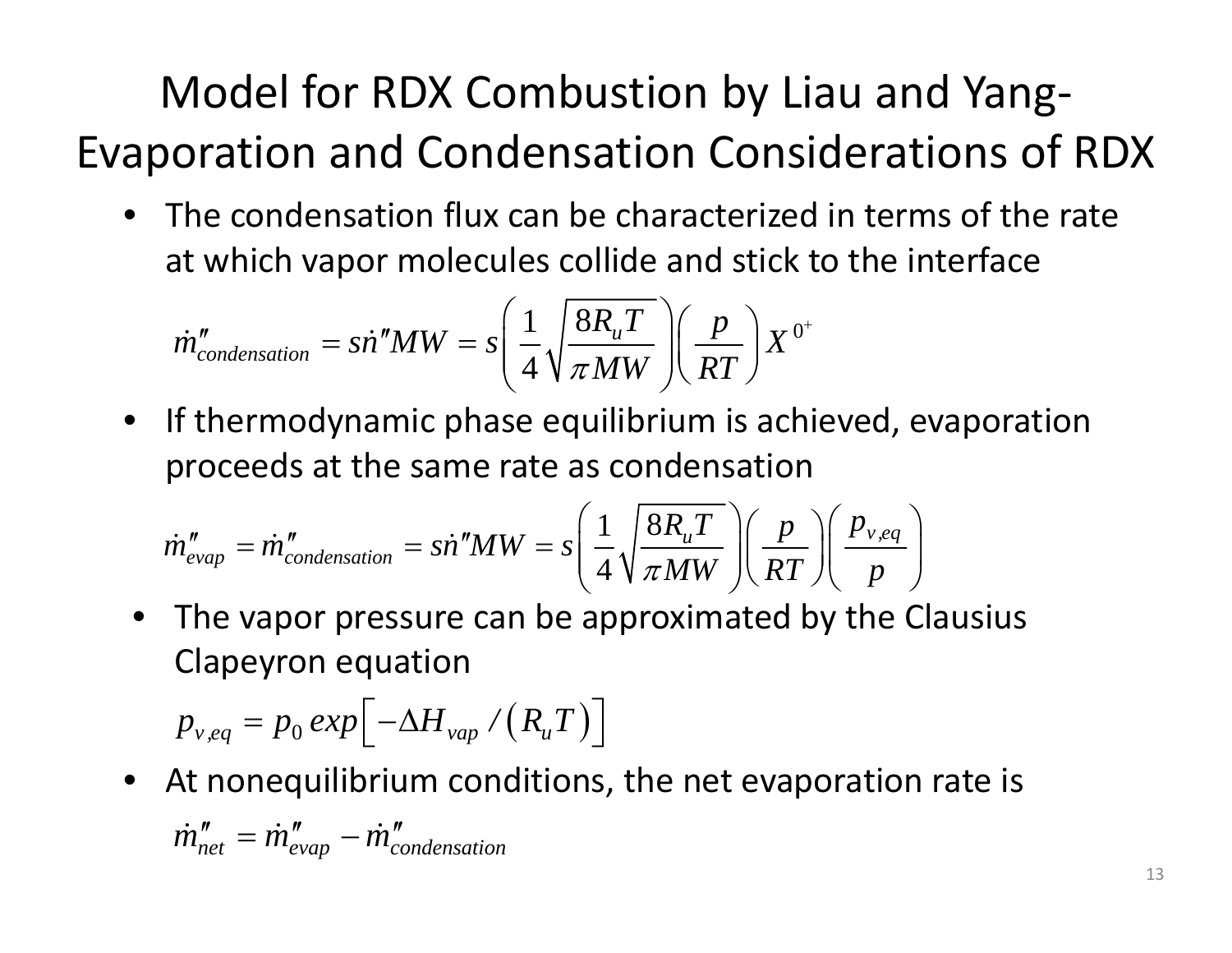# Model for RDX Combustion by Liau and Yang- Evaporation and Condensation Considerations of RDX

- The condensation flux can be characterized in terms of the rate at which vapor molecules collide and stick to the interface

$$\dot{m}''_{condensation} = s\dot{n}''MW = s\left(\frac{1}{4}\sqrt{\frac{8R_uT}{\pi MW}}\right)\left(\frac{p}{RT}\right)X^{0^+}$$

- If thermodynamic phase equilibrium is achieved, evaporation proceeds at the same rate as condensation

$$\dot{m}''_{evap} = \dot{m}''_{condensation} = s\dot{n}''MW = s\left(\frac{1}{4}\sqrt{\frac{8R_uT}{\pi MW}}\right)\left(\frac{p}{RT}\right)\left(\frac{p_{v,eq}}{p}\right)$$

- The vapor pressure can be approximated by the Clausius Clapeyron equation

$$p_{v,eq} = p_0\, exp\left[-\Delta H_{vap}/\left(R_uT\right)\right]$$

- At nonequilibrium conditions, the net evaporation rate is

$$\dot{m}''_{net} = \dot{m}''_{evap} - \dot{m}''_{condensation}$$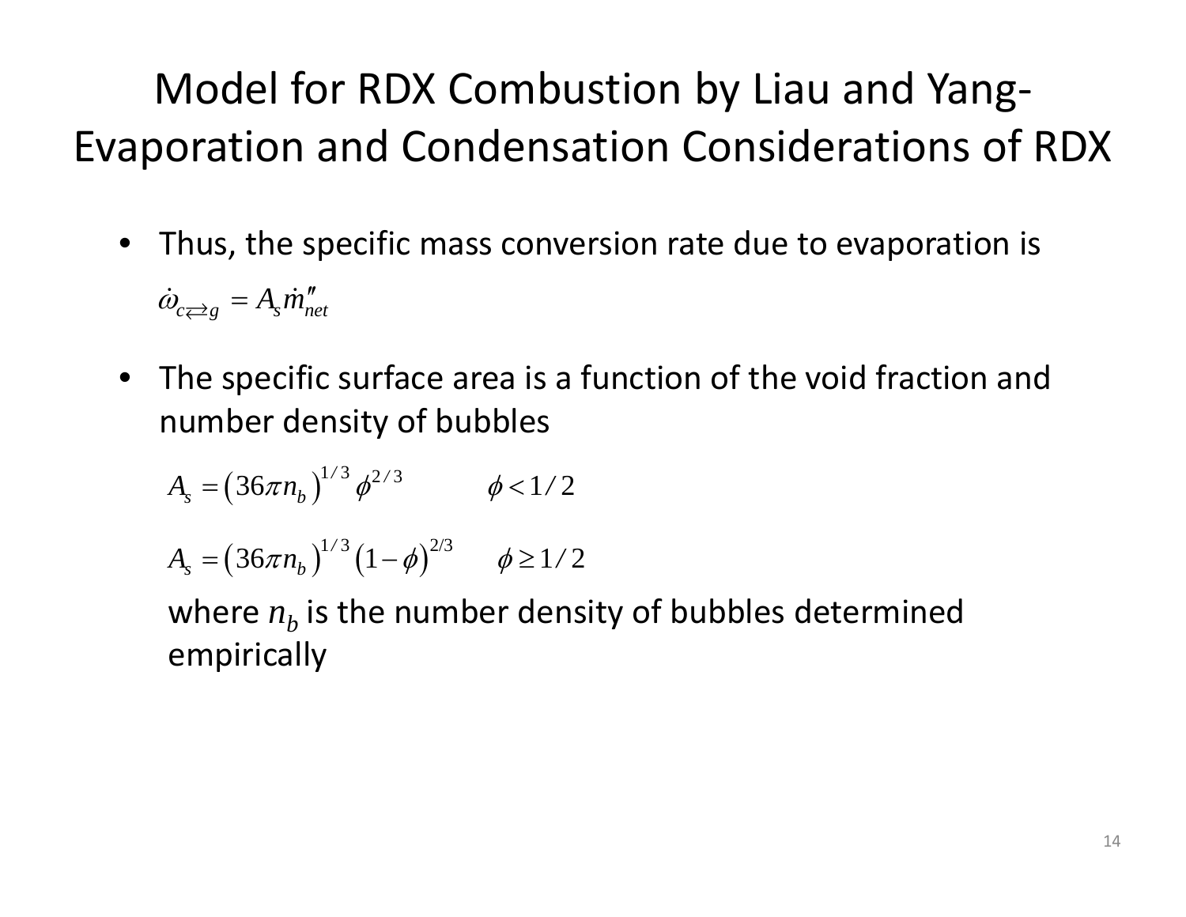# Model for RDX Combustion by Liau and Yang- Evaporation and Condensation Considerations of RDX

- Thus, the specific mass conversion rate due to evaporation is

$$\dot{\omega}_{c \rightleftarrows g} = A_s \dot{m}''_{net}$$

- The specific surface area is a function of the void fraction and number density of bubbles

$$A_s = \left(36\pi n_b\right)^{1/3} \phi^{2/3} \qquad \phi < 1/2$$

$$A_s = \left(36\pi n_b\right)^{1/3} \left(1-\phi\right)^{2/3} \qquad \phi \geq 1/2$$

where $n_b$ is the number density of bubbles determined empirically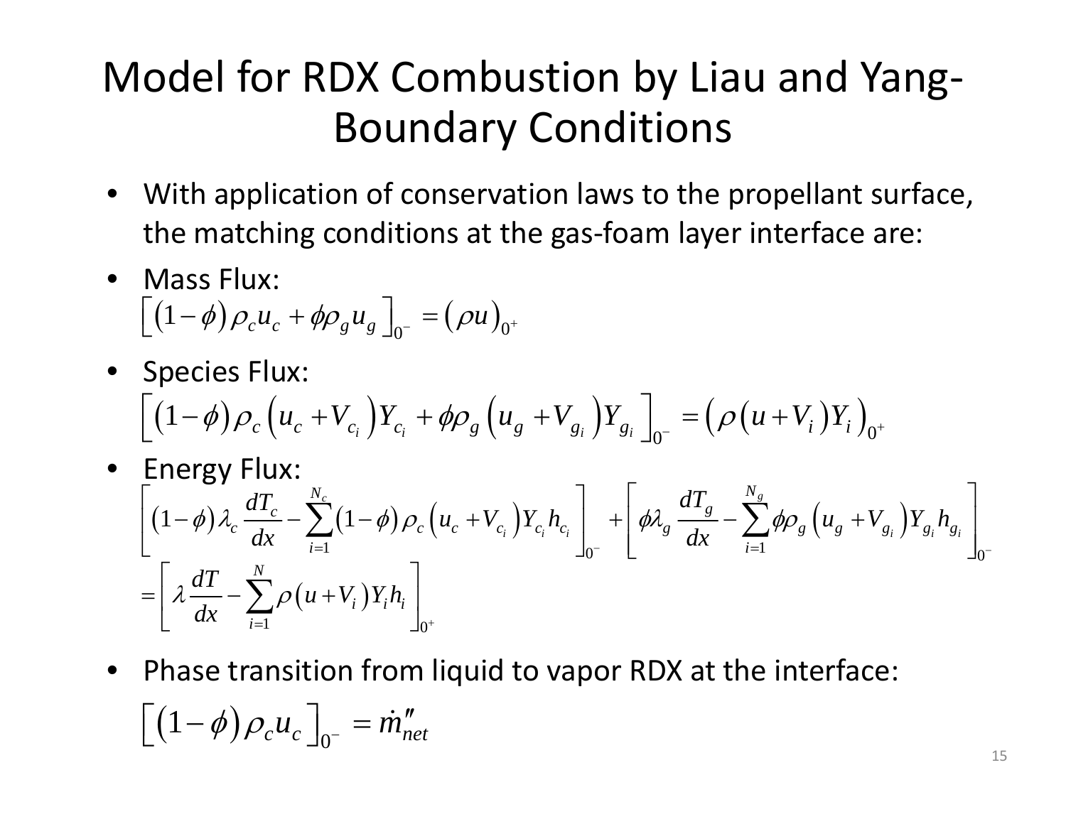# Model for RDX Combustion by Liau and Yang- Boundary Conditions

- With application of conservation laws to the propellant surface, the matching conditions at the gas-foam layer interface are:
- Mass Flux:

$$\left[(1-\phi)\rho_c u_c + \phi\rho_g u_g\right]_{0^-} = (\rho u)_{0^+}$$

- Species Flux:

$$\left[(1-\phi)\rho_c\left(u_c + V_{c_i}\right)Y_{c_i} + \phi\rho_g\left(u_g + V_{g_i}\right)Y_{g_i}\right]_{0^-} = \left(\rho\left(u + V_i\right)Y_i\right)_{0^+}$$

- Energy Flux:

$$\left[(1-\phi)\lambda_c \frac{dT_c}{dx} - \sum_{i=1}^{N_c}(1-\phi)\rho_c\left(u_c + V_{c_i}\right)Y_{c_i}h_{c_i}\right]_{0^-} + \left[\phi\lambda_g \frac{dT_g}{dx} - \sum_{i=1}^{N_g}\phi\rho_g\left(u_g + V_{g_i}\right)Y_{g_i}h_{g_i}\right]_{0^-}$$

$$= \left[\lambda \frac{dT}{dx} - \sum_{i=1}^{N}\rho\left(u + V_i\right)Y_i h_i\right]_{0^+}$$

- Phase transition from liquid to vapor RDX at the interface:

$$\left[(1-\phi)\rho_c u_c\right]_{0^-} = \dot{m}''_{net}$$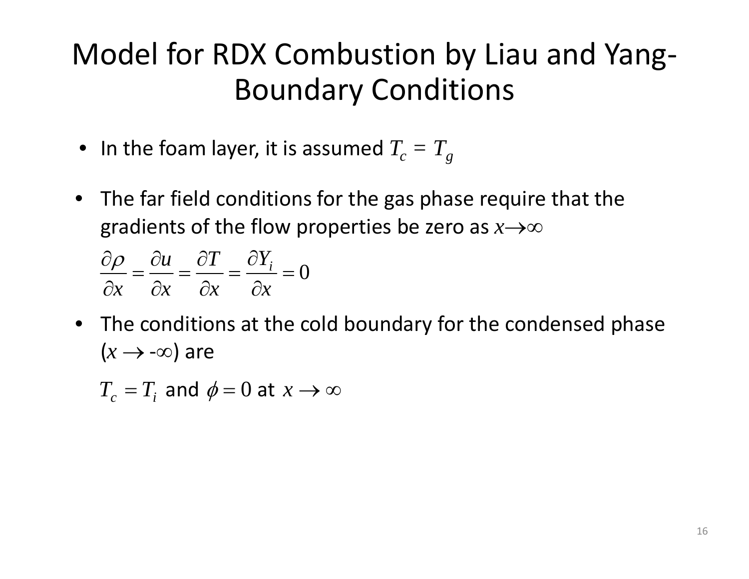# Model for RDX Combustion by Liau and Yang-Boundary Conditions

- In the foam layer, it is assumed $T_c = T_g$
- The far field conditions for the gas phase require that the gradients of the flow properties be zero as $x \to \infty$

$$\frac{\partial \rho}{\partial x} = \frac{\partial u}{\partial x} = \frac{\partial T}{\partial x} = \frac{\partial Y_i}{\partial x} = 0$$

- The conditions at the cold boundary for the condensed phase ($x \to -\infty$) are

$T_c = T_i$ and $\phi = 0$ at $x \to \infty$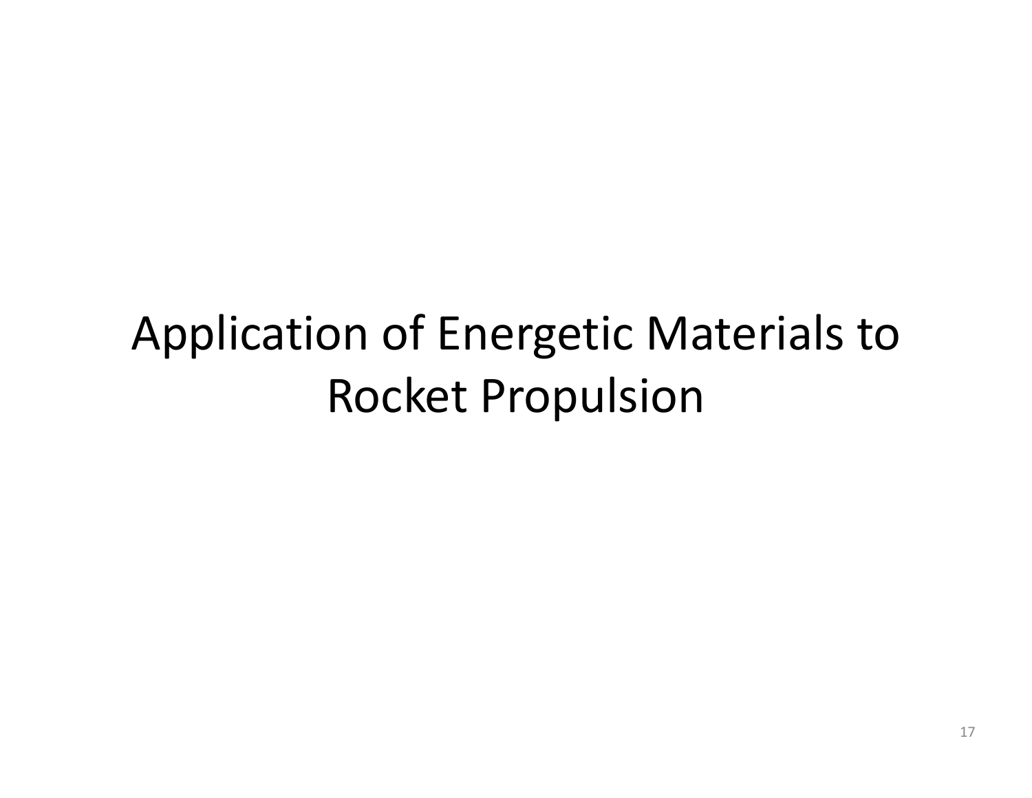# Application of Energetic Materials to Rocket Propulsion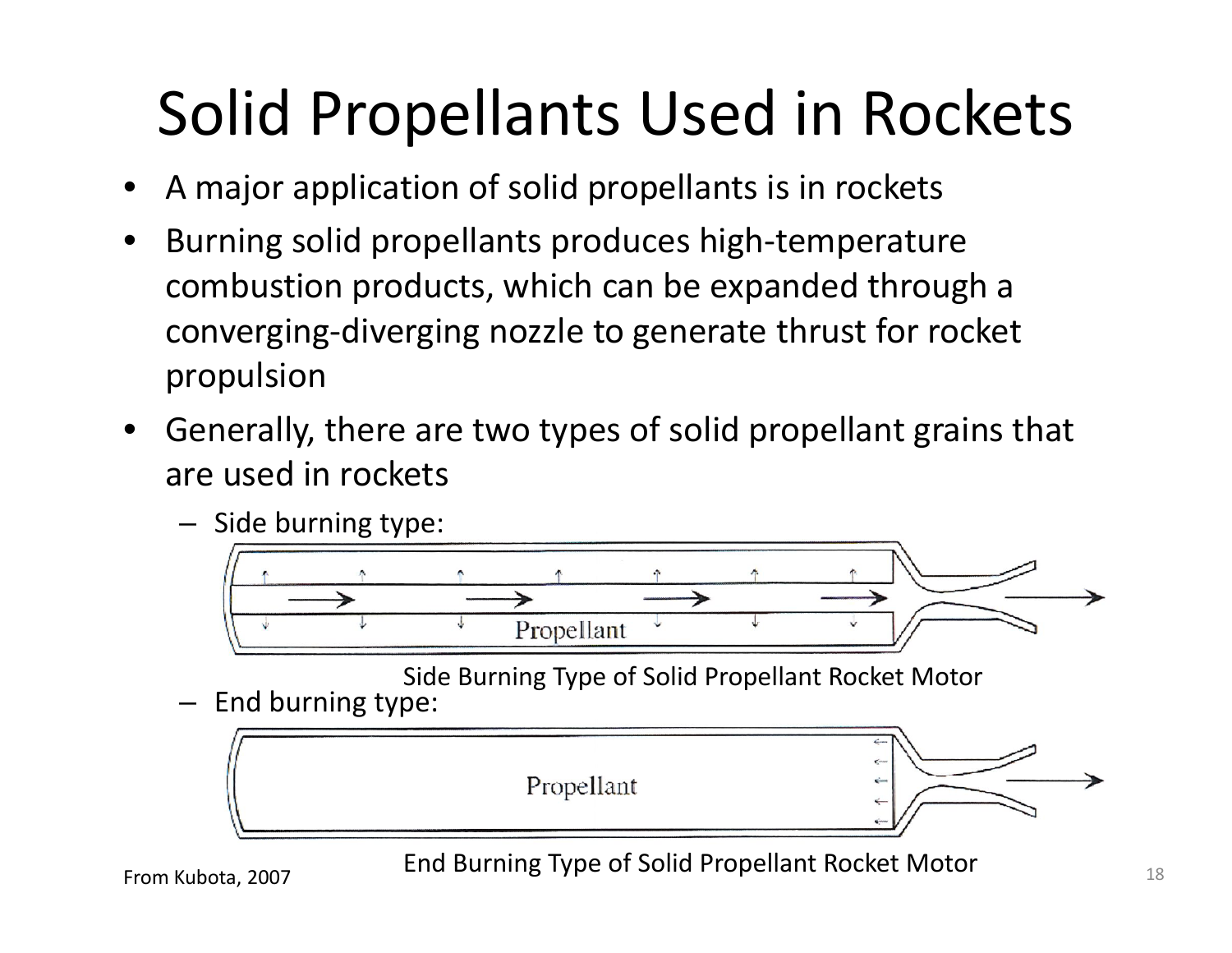# Solid Propellants Used in Rockets

- A major application of solid propellants is in rockets
- Burning solid propellants produces high-temperature combustion products, which can be expanded through a converging-diverging nozzle to generate thrust for rocket propulsion
- Generally, there are two types of solid propellant grains that are used in rockets
  - Side burning type:

Side Burning Type of Solid Propellant Rocket Motor

  - End burning type:

End Burning Type of Solid Propellant Rocket Motor

From Kubota, 2007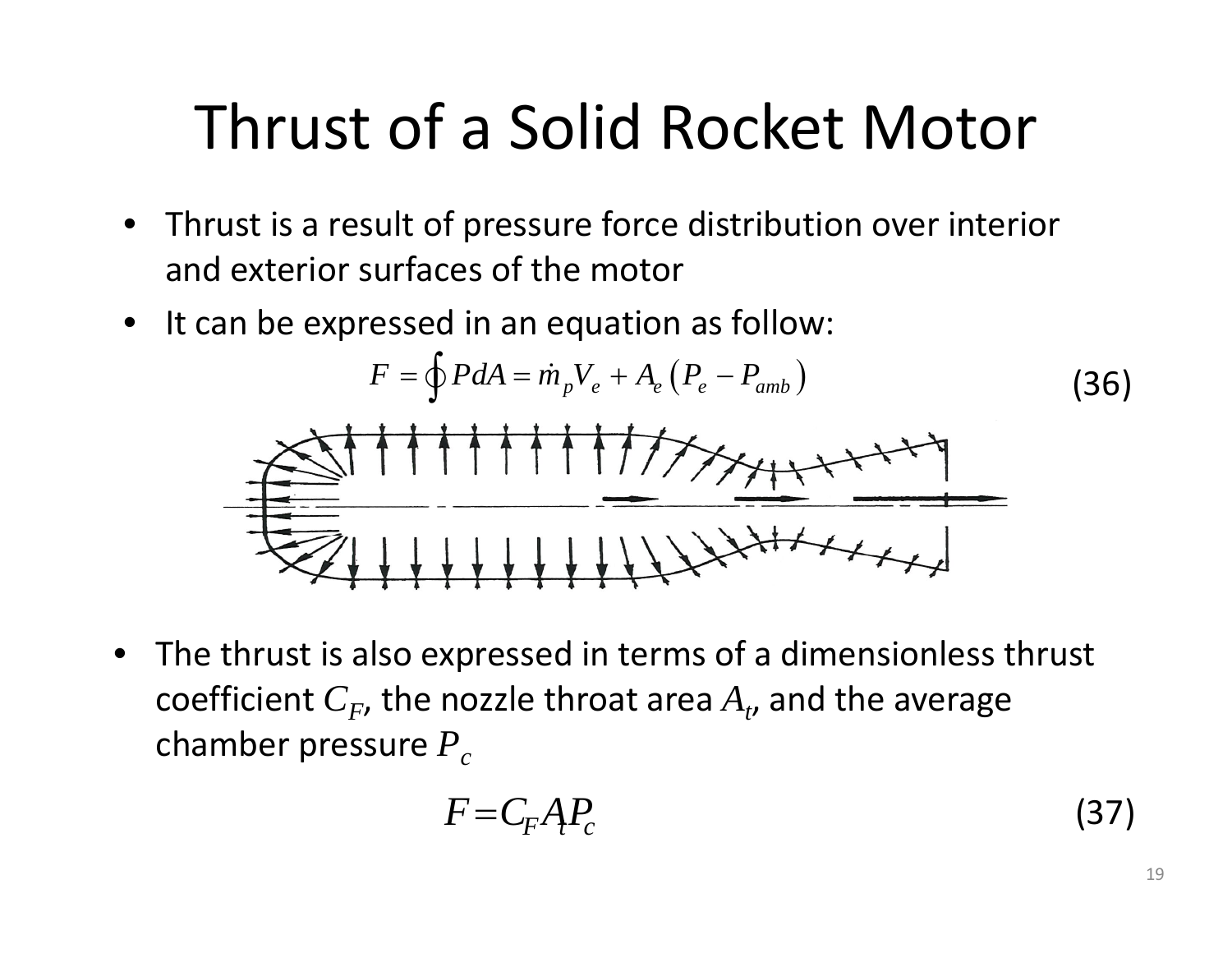# Thrust of a Solid Rocket Motor

- Thrust is a result of pressure force distribution over interior and exterior surfaces of the motor
- It can be expressed in an equation as follow:

$$F = \oint P dA = \dot{m}_p V_e + A_e \left( P_e - P_{amb} \right) \tag{36}$$

- The thrust is also expressed in terms of a dimensionless thrust coefficient $C_F$, the nozzle throat area $A_t$, and the average chamber pressure $P_c$

$$F = C_F A_t P_c \tag{37}$$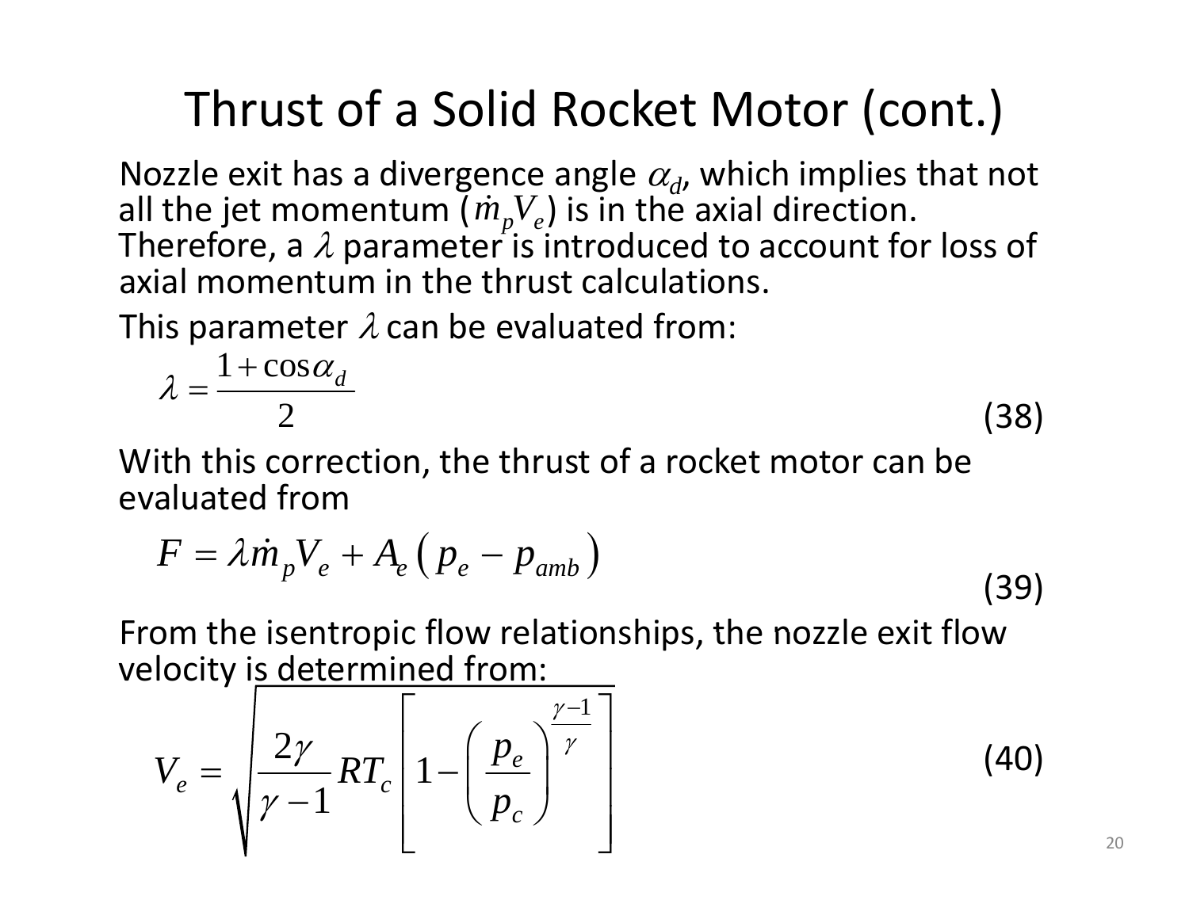# Thrust of a Solid Rocket Motor (cont.)

Nozzle exit has a divergence angle $\alpha_d$, which implies that not all the jet momentum ($\dot{m}_p V_e$) is in the axial direction. Therefore, a $\lambda$ parameter is introduced to account for loss of axial momentum in the thrust calculations.

This parameter $\lambda$ can be evaluated from:

$$\lambda = \frac{1+\cos\alpha_d}{2} \tag{38}$$

With this correction, the thrust of a rocket motor can be evaluated from

$$F = \lambda \dot{m}_p V_e + A_e \left( p_e - p_{amb} \right) \tag{39}$$

From the isentropic flow relationships, the nozzle exit flow velocity is determined from:

$$V_e = \sqrt{\frac{2\gamma}{\gamma-1} R T_c \left[ 1 - \left( \frac{p_e}{p_c} \right)^{\frac{\gamma-1}{\gamma}} \right]} \tag{40}$$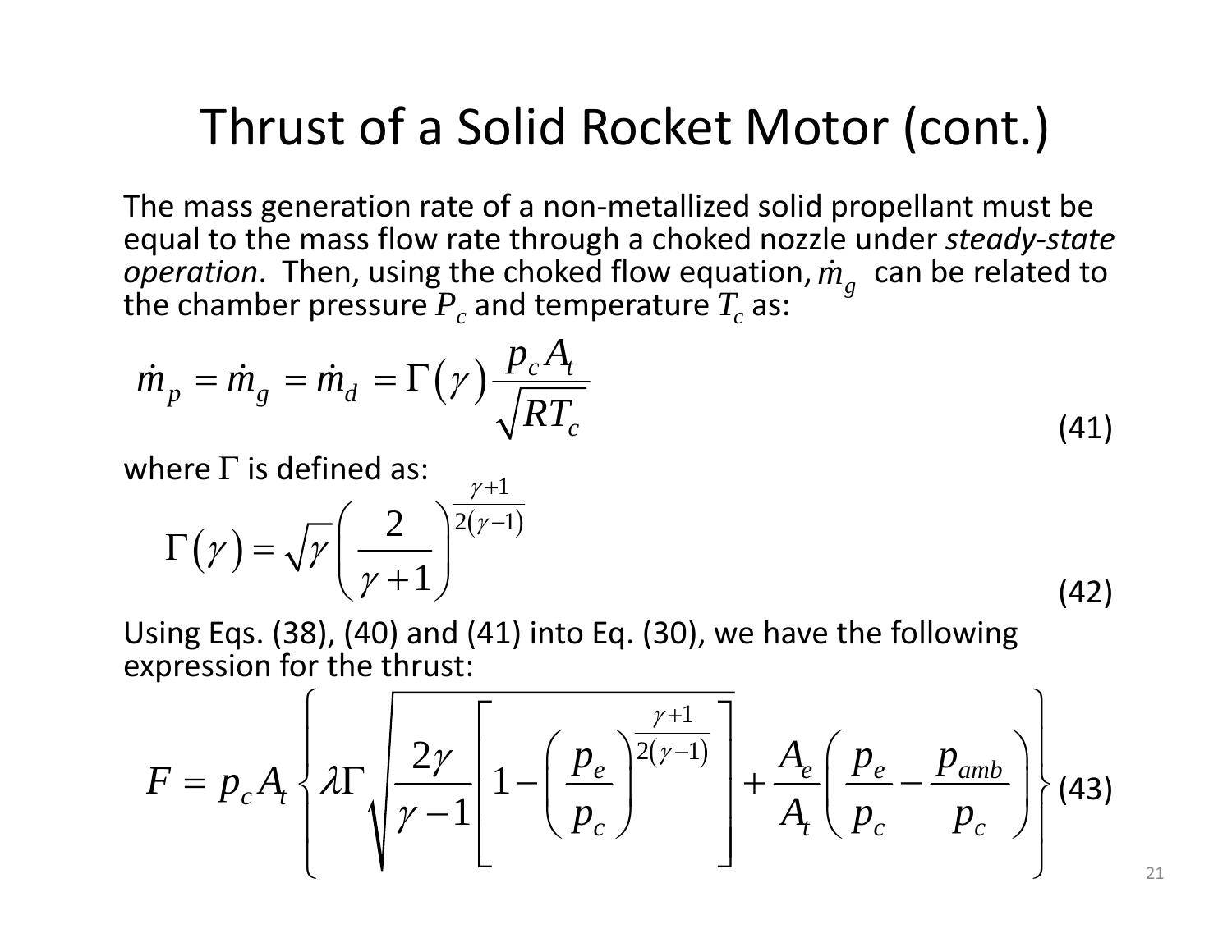# Thrust of a Solid Rocket Motor (cont.)

The mass generation rate of a non-metallized solid propellant must be equal to the mass flow rate through a choked nozzle under *steady-state operation*. Then, using the choked flow equation, $\dot{m}_g$ can be related to the chamber pressure $P_c$ and temperature $T_c$ as:

$$\dot{m}_p = \dot{m}_g = \dot{m}_d = \Gamma(\gamma) \frac{p_c A_t}{\sqrt{RT_c}} \tag{41}$$

where $\Gamma$ is defined as:

$$\Gamma(\gamma) = \sqrt{\gamma} \left( \frac{2}{\gamma + 1} \right)^{\frac{\gamma+1}{2(\gamma-1)}} \tag{42}$$

Using Eqs. (38), (40) and (41) into Eq. (30), we have the following expression for the thrust:

$$F = p_c A_t \left\{ \lambda \Gamma \sqrt{\frac{2\gamma}{\gamma - 1} \left[ 1 - \left( \frac{p_e}{p_c} \right)^{\frac{\gamma+1}{2(\gamma-1)}} \right]} + \frac{A_e}{A_t} \left( \frac{p_e}{p_c} - \frac{p_{amb}}{p_c} \right) \right\} \tag{43}$$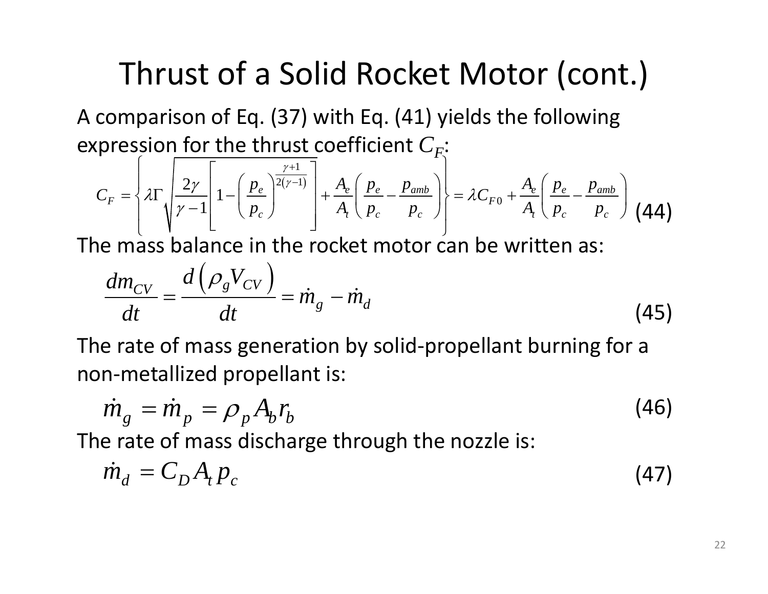# Thrust of a Solid Rocket Motor (cont.)

A comparison of Eq. (37) with Eq. (41) yields the following expression for the thrust coefficient $C_F$:

$$C_F = \left\{ \lambda \Gamma \sqrt{\frac{2\gamma}{\gamma - 1}\left[1 - \left(\frac{p_e}{p_c}\right)^{\frac{\gamma+1}{2(\gamma-1)}}\right]} + \frac{A_e}{A_t}\left(\frac{p_e}{p_c} - \frac{p_{amb}}{p_c}\right)\right\} = \lambda C_{F0} + \frac{A_e}{A_t}\left(\frac{p_e}{p_c} - \frac{p_{amb}}{p_c}\right) \tag{44}$$

The mass balance in the rocket motor can be written as:

$$\frac{dm_{CV}}{dt} = \frac{d\left(\rho_g V_{CV}\right)}{dt} = \dot{m}_g - \dot{m}_d \tag{45}$$

The rate of mass generation by solid-propellant burning for a non-metallized propellant is:

$$\dot{m}_g = \dot{m}_p = \rho_p A_b r_b \tag{46}$$

The rate of mass discharge through the nozzle is:

$$\dot{m}_d = C_D A_t p_c \tag{47}$$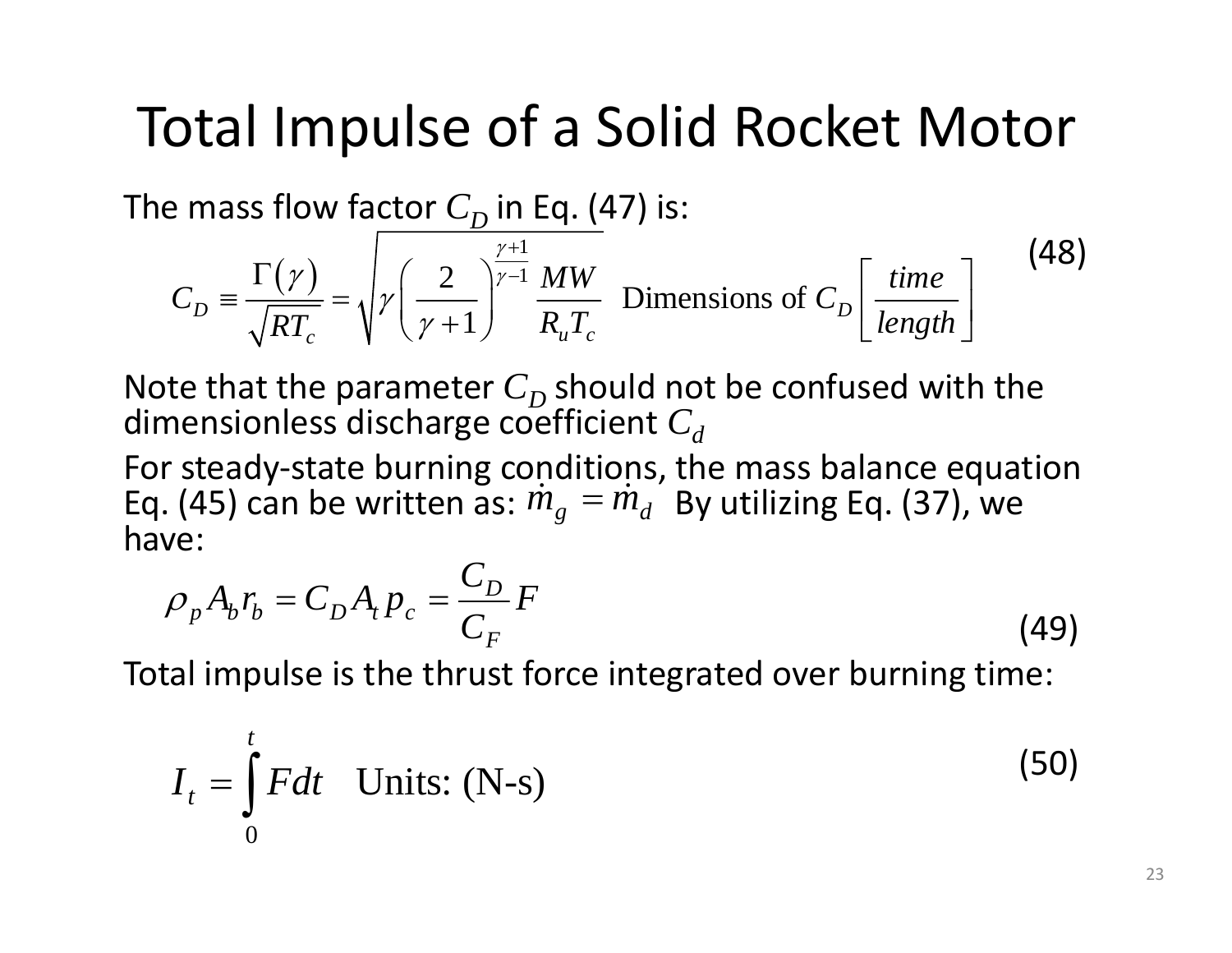# Total Impulse of a Solid Rocket Motor

The mass flow factor $C_D$ in Eq. (47) is:

$$C_D \equiv \frac{\Gamma(\gamma)}{\sqrt{RT_c}} = \sqrt{\gamma\left(\frac{2}{\gamma+1}\right)^{\frac{\gamma+1}{\gamma-1}}\frac{MW}{R_u T_c}} \quad \text{Dimensions of } C_D\left[\frac{time}{length}\right] \tag{48}$$

Note that the parameter $C_D$ should not be confused with the dimensionless discharge coefficient $C_d$

For steady-state burning conditions, the mass balance equation Eq. (45) can be written as: $\dot{m}_g = \dot{m}_d$ By utilizing Eq. (37), we have:

$$\rho_p A_b r_b = C_D A_t p_c = \frac{C_D}{C_F}F \tag{49}$$

Total impulse is the thrust force integrated over burning time:

$$I_t = \int_0^t F dt \quad \text{Units: (N-s)} \tag{50}$$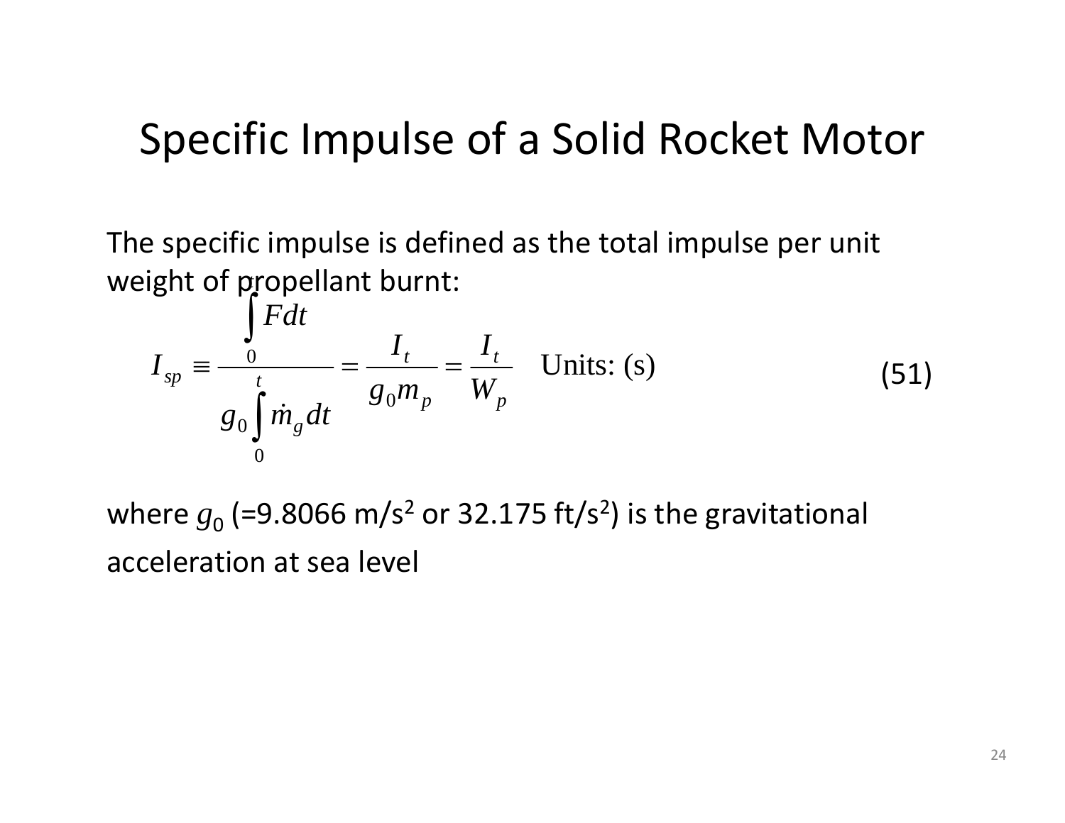# Specific Impulse of a Solid Rocket Motor

The specific impulse is defined as the total impulse per unit weight of propellant burnt:

$$I_{sp} \equiv \frac{\int_0^t F dt}{g_0 \int_0^t \dot{m}_g dt} = \frac{I_t}{g_0 m_p} = \frac{I_t}{W_p} \quad \text{Units: (s)} \tag{51}$$

where $g_0$ (=9.8066 m/s$^2$ or 32.175 ft/s$^2$) is the gravitational acceleration at sea level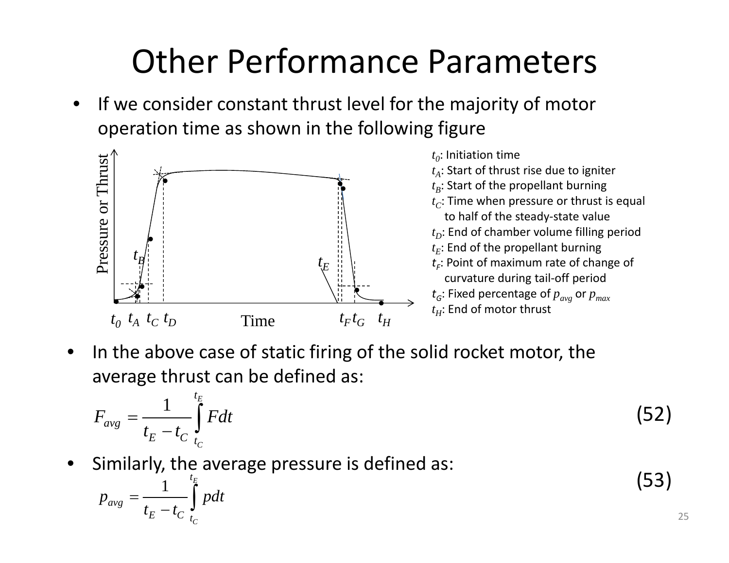# Other Performance Parameters

- If we consider constant thrust level for the majority of motor operation time as shown in the following figure

$t_0$: Initiation time
$t_A$: Start of thrust rise due to igniter
$t_B$: Start of the propellant burning
$t_C$: Time when pressure or thrust is equal to half of the steady-state value
$t_D$: End of chamber volume filling period
$t_E$: End of the propellant burning
$t_F$: Point of maximum rate of change of curvature during tail-off period
$t_G$: Fixed percentage of $p_{avg}$ or $p_{max}$
$t_H$: End of motor thrust

- In the above case of static firing of the solid rocket motor, the average thrust can be defined as:

$$F_{avg} = \frac{1}{t_E - t_C} \int_{t_C}^{t_E} F dt \tag{52}$$

- Similarly, the average pressure is defined as:

$$p_{avg} = \frac{1}{t_E - t_C} \int_{t_C}^{t_E} p dt \tag{53}$$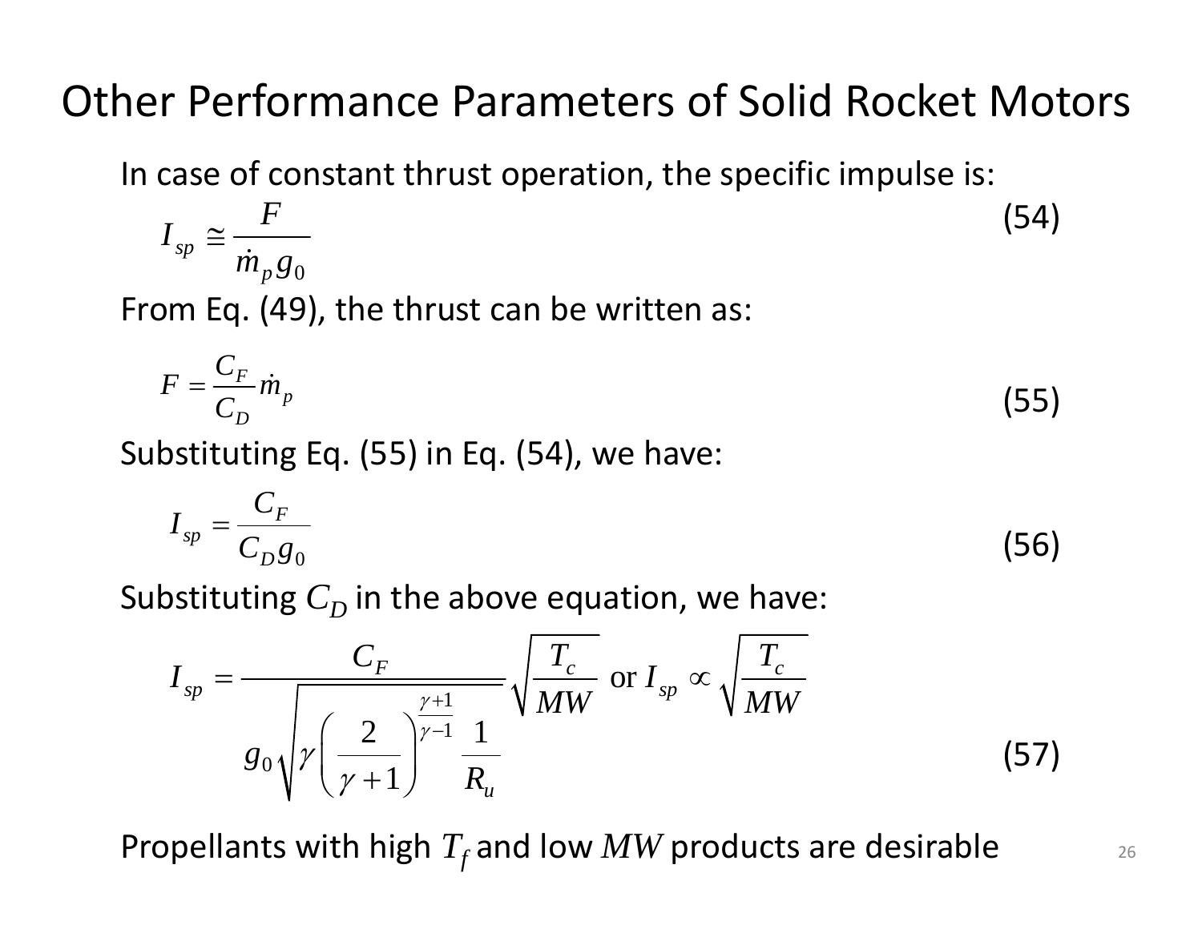# Other Performance Parameters of Solid Rocket Motors

In case of constant thrust operation, the specific impulse is:

$$I_{sp} \cong \frac{F}{\dot{m}_p g_0} \tag{54}$$

From Eq. (49), the thrust can be written as:

$$F = \frac{C_F}{C_D}\dot{m}_p \tag{55}$$

Substituting Eq. (55) in Eq. (54), we have:

$$I_{sp} = \frac{C_F}{C_D g_0} \tag{56}$$

Substituting $C_D$ in the above equation, we have:

$$I_{sp} = \frac{C_F}{g_0\sqrt{\gamma\left(\frac{2}{\gamma+1}\right)^{\frac{\gamma+1}{\gamma-1}}\frac{1}{R_u}}}\sqrt{\frac{T_c}{MW}} \text{ or } I_{sp} \propto \sqrt{\frac{T_c}{MW}} \tag{57}$$

Propellants with high $T_f$ and low $MW$ products are desirable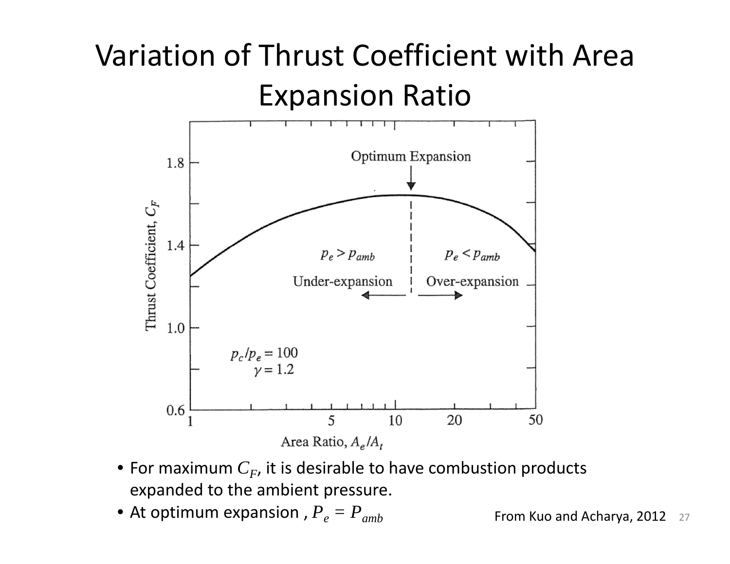# Variation of Thrust Coefficient with Area Expansion Ratio

- For maximum $C_F$, it is desirable to have combustion products expanded to the ambient pressure.
- At optimum expansion , $P_e = P_{amb}$

From Kuo and Acharya, 2012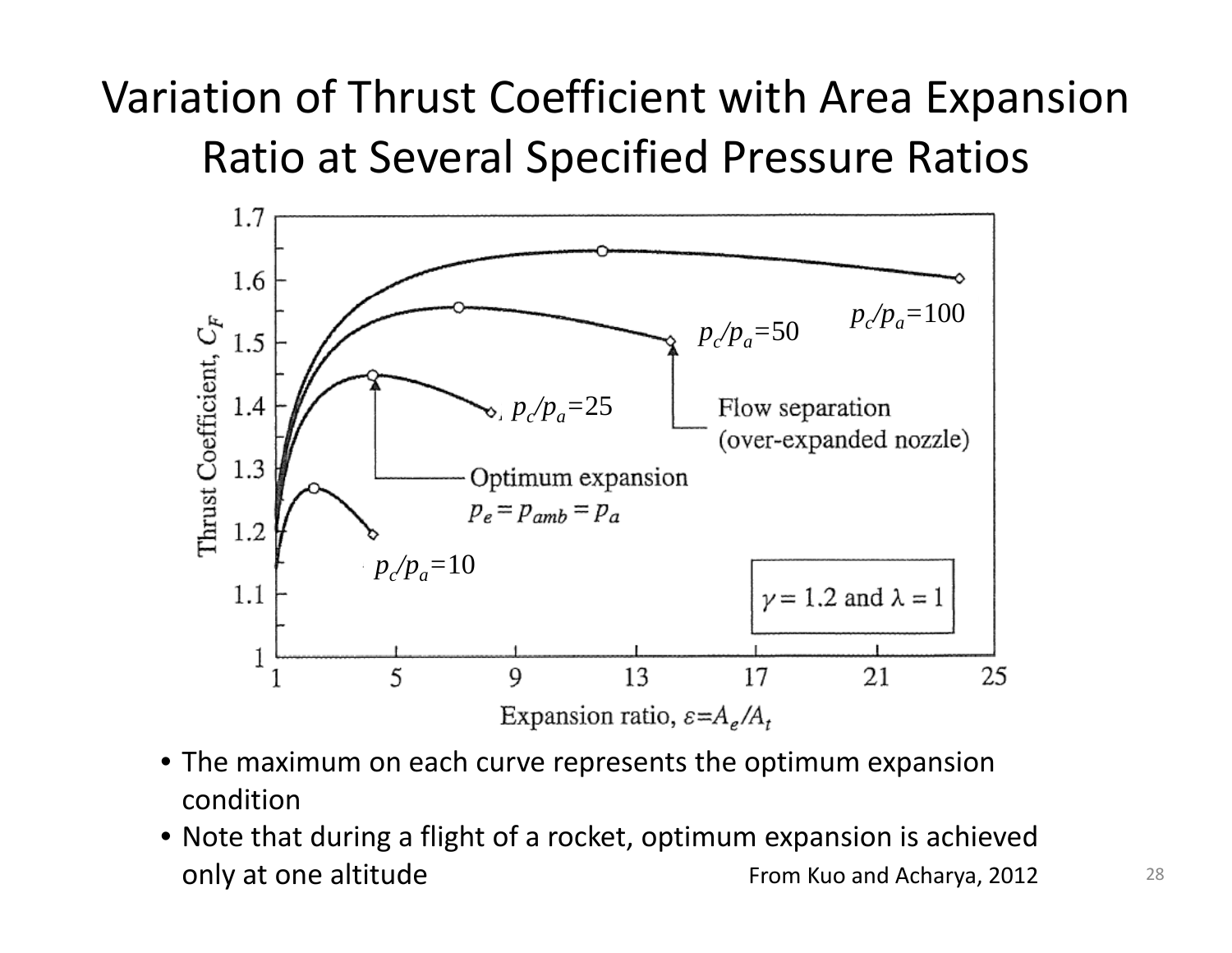# Variation of Thrust Coefficient with Area Expansion Ratio at Several Specified Pressure Ratios

- The maximum on each curve represents the optimum expansion condition
- Note that during a flight of a rocket, optimum expansion is achieved only at one altitude

From Kuo and Acharya, 2012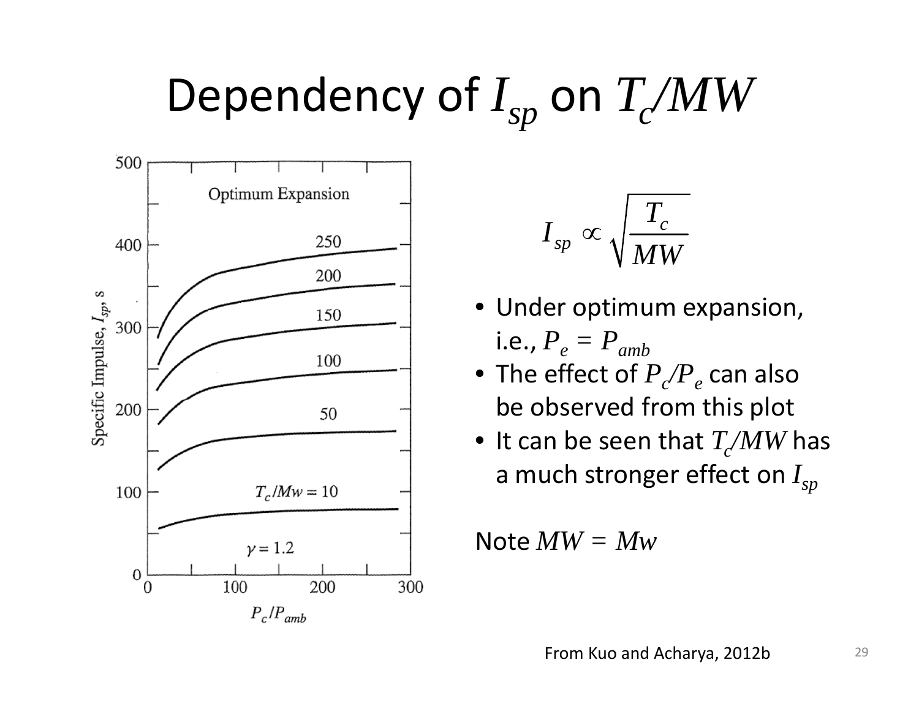# Dependency of $I_{sp}$ on $T_c/MW$

$$I_{sp} \propto \sqrt{\frac{T_c}{MW}}$$

- Under optimum expansion, i.e., $P_e = P_{amb}$
- The effect of $P_c/P_e$ can also be observed from this plot
- It can be seen that $T_c/MW$ has a much stronger effect on $I_{sp}$

Note $MW = Mw$

From Kuo and Acharya, 2012b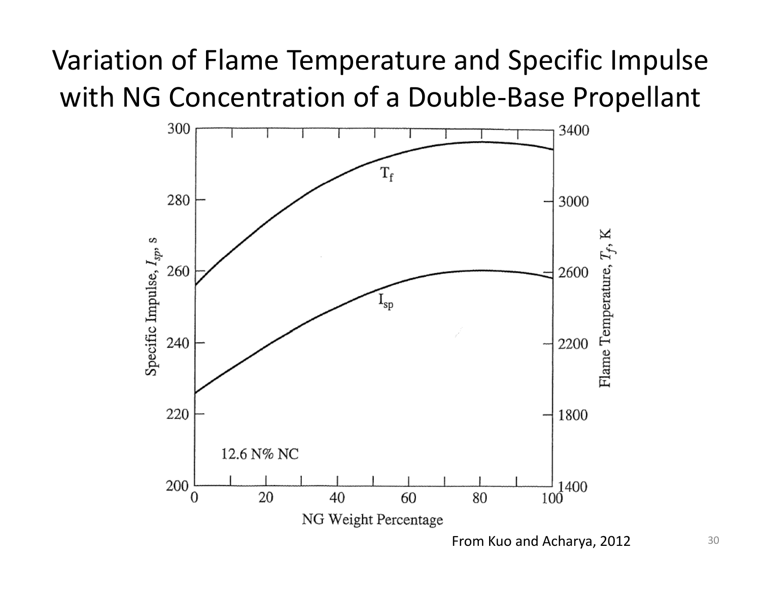# Variation of Flame Temperature and Specific Impulse with NG Concentration of a Double-Base Propellant

From Kuo and Acharya, 2012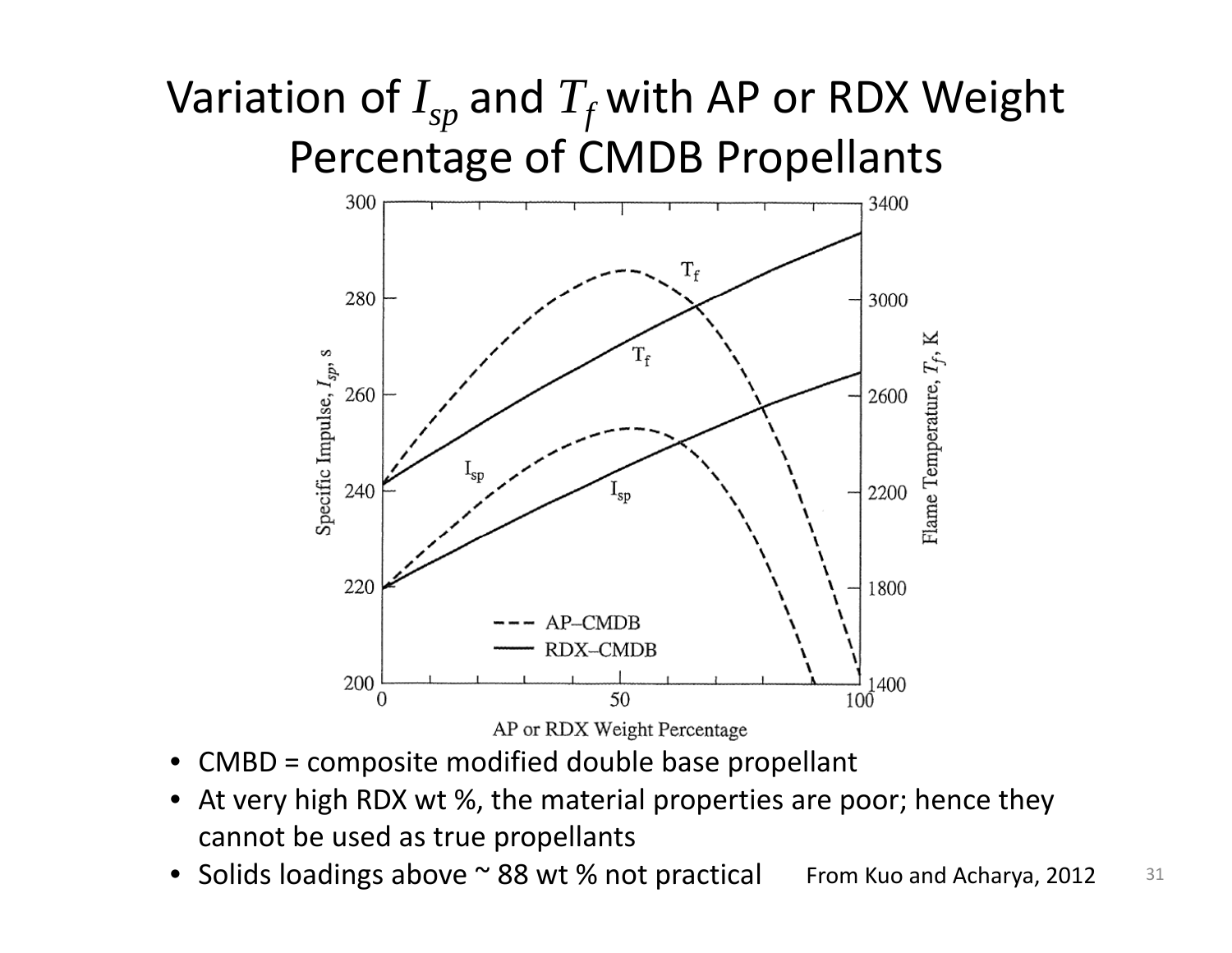# Variation of $I_{sp}$ and $T_f$ with AP or RDX Weight Percentage of CMDB Propellants

- CMBD = composite modified double base propellant
- At very high RDX wt %, the material properties are poor; hence they cannot be used as true propellants
- Solids loadings above ~ 88 wt % not practical

From Kuo and Acharya, 2012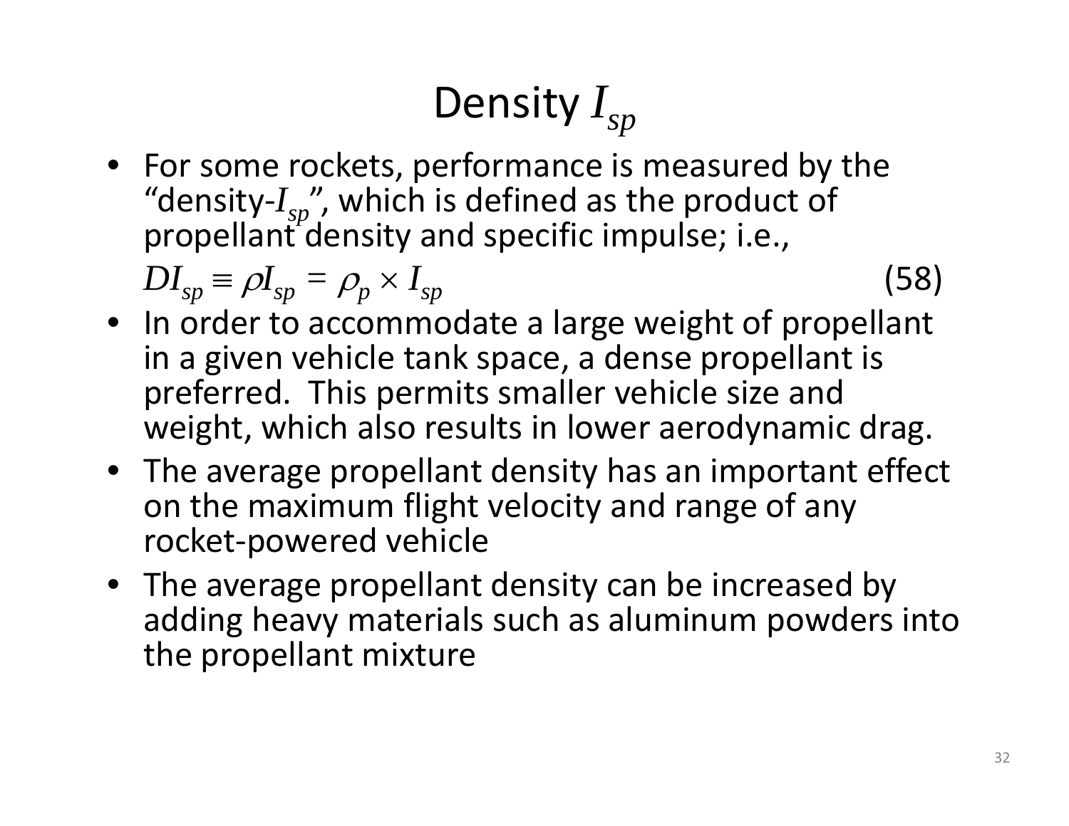# Density $I_{sp}$

- For some rockets, performance is measured by the "density-$I_{sp}$", which is defined as the product of propellant density and specific impulse; i.e.,

$$DI_{sp} \equiv \rho I_{sp} = \rho_p \times I_{sp} \tag{58}$$

- In order to accommodate a large weight of propellant in a given vehicle tank space, a dense propellant is preferred. This permits smaller vehicle size and weight, which also results in lower aerodynamic drag.
- The average propellant density has an important effect on the maximum flight velocity and range of any rocket-powered vehicle
- The average propellant density can be increased by adding heavy materials such as aluminum powders into the propellant mixture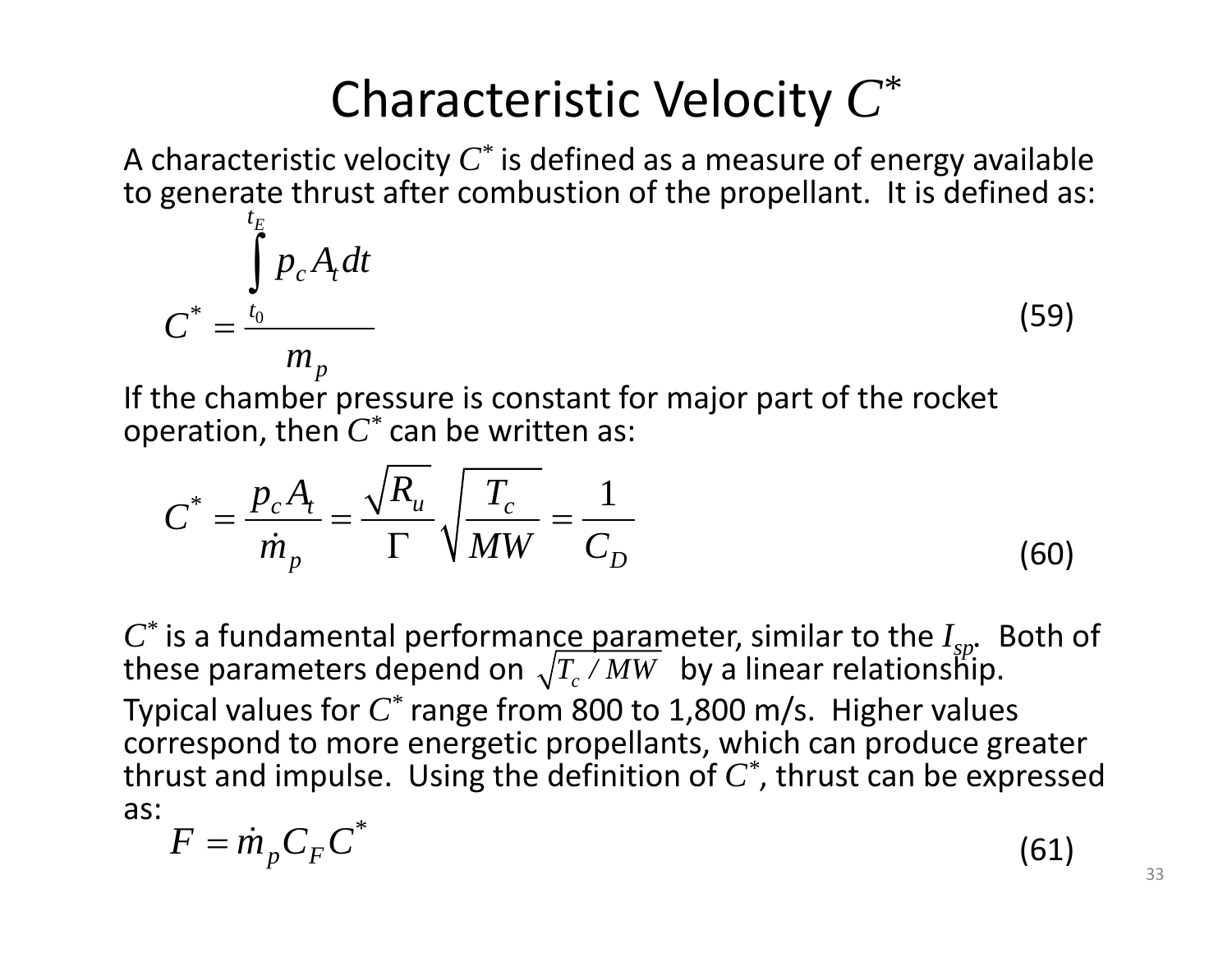# Characteristic Velocity $C^*$

A characteristic velocity $C^*$ is defined as a measure of energy available to generate thrust after combustion of the propellant. It is defined as:

$$C^* = \frac{\int_{t_0}^{t_E} p_c A_t \, dt}{m_p} \tag{59}$$

If the chamber pressure is constant for major part of the rocket operation, then $C^*$ can be written as:

$$C^* = \frac{p_c A_t}{\dot{m}_p} = \frac{\sqrt{R_u}}{\Gamma} \sqrt{\frac{T_c}{MW}} = \frac{1}{C_D} \tag{60}$$

$C^*$ is a fundamental performance parameter, similar to the $I_{sp}$. Both of these parameters depend on $\sqrt{T_c / MW}$ by a linear relationship.

Typical values for $C^*$ range from 800 to 1,800 m/s. Higher values correspond to more energetic propellants, which can produce greater thrust and impulse. Using the definition of $C^*$, thrust can be expressed as:

$$F = \dot{m}_p C_F C^* \tag{61}$$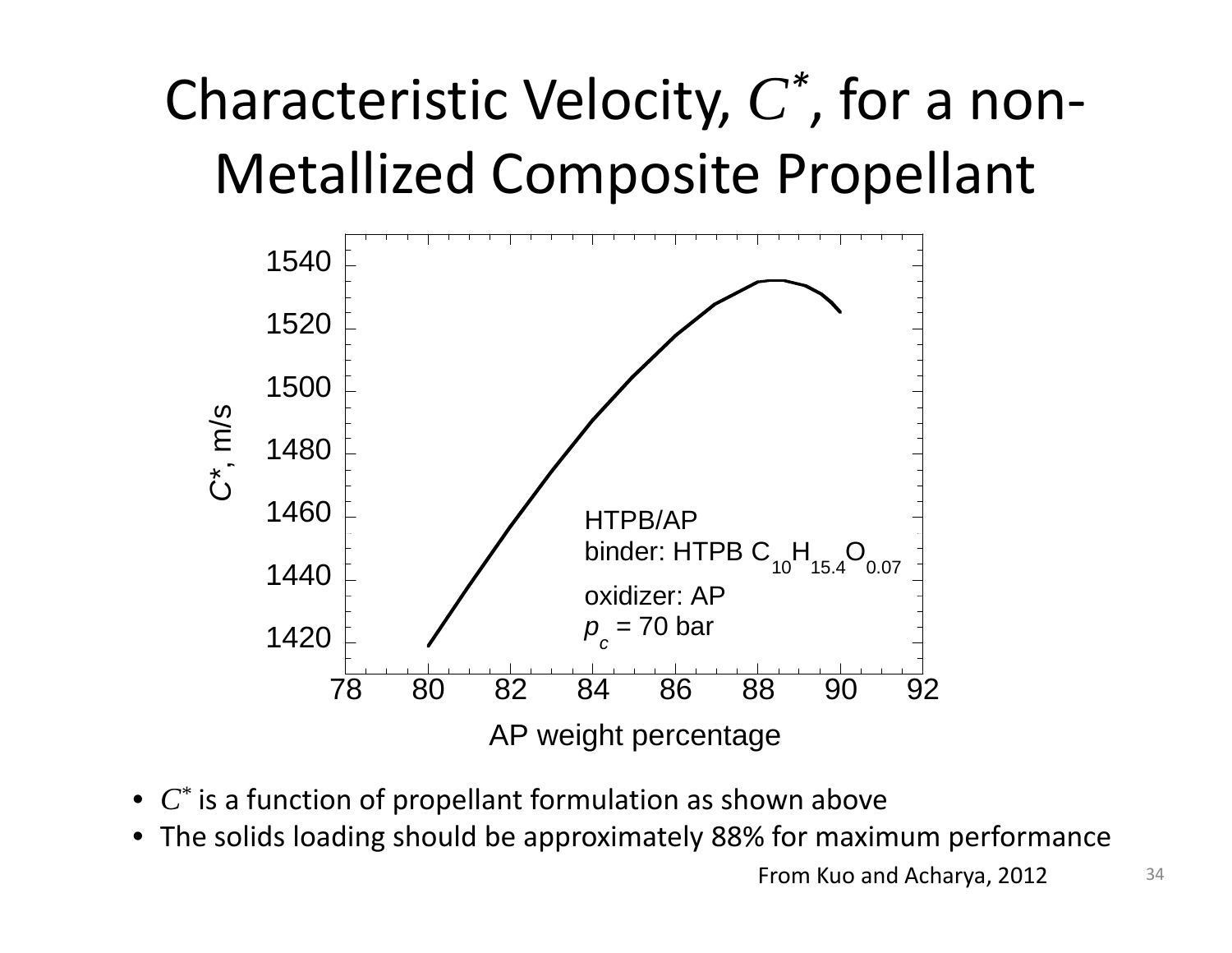# Characteristic Velocity, $C^*$, for a non-Metallized Composite Propellant

- $C^*$ is a function of propellant formulation as shown above
- The solids loading should be approximately 88% for maximum performance

From Kuo and Acharya, 2012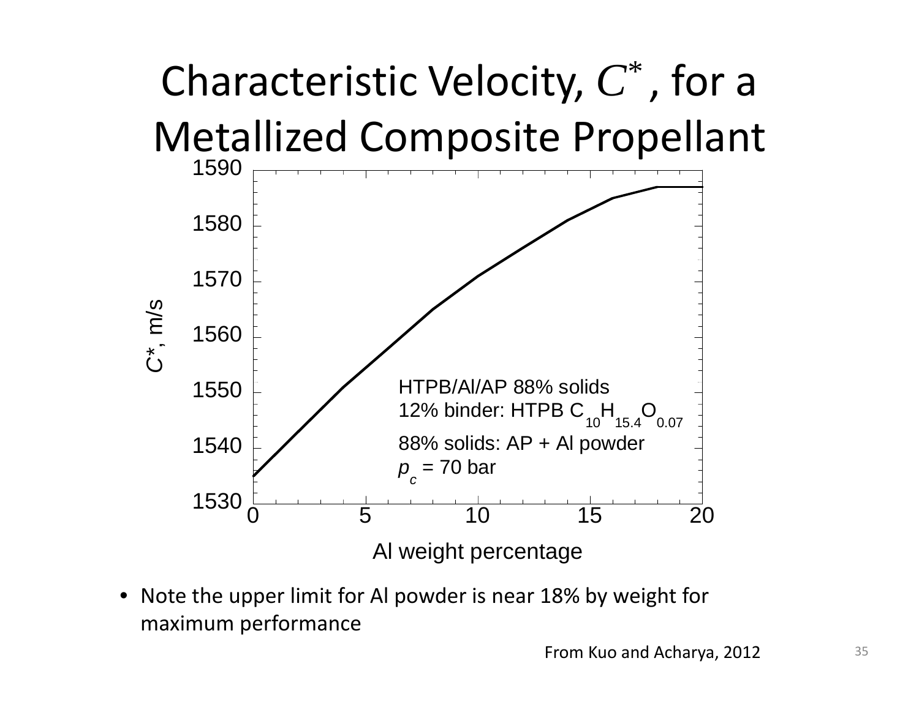# Characteristic Velocity, $C^*$, for a Metallized Composite Propellant

HTPB/Al/AP 88% solids
12% binder: HTPB $C_{10}H_{15.4}O_{0.07}$
88% solids: AP + Al powder
$p_c$ = 70 bar

$C^*$, m/s

Al weight percentage

- Note the upper limit for Al powder is near 18% by weight for maximum performance

From Kuo and Acharya, 2012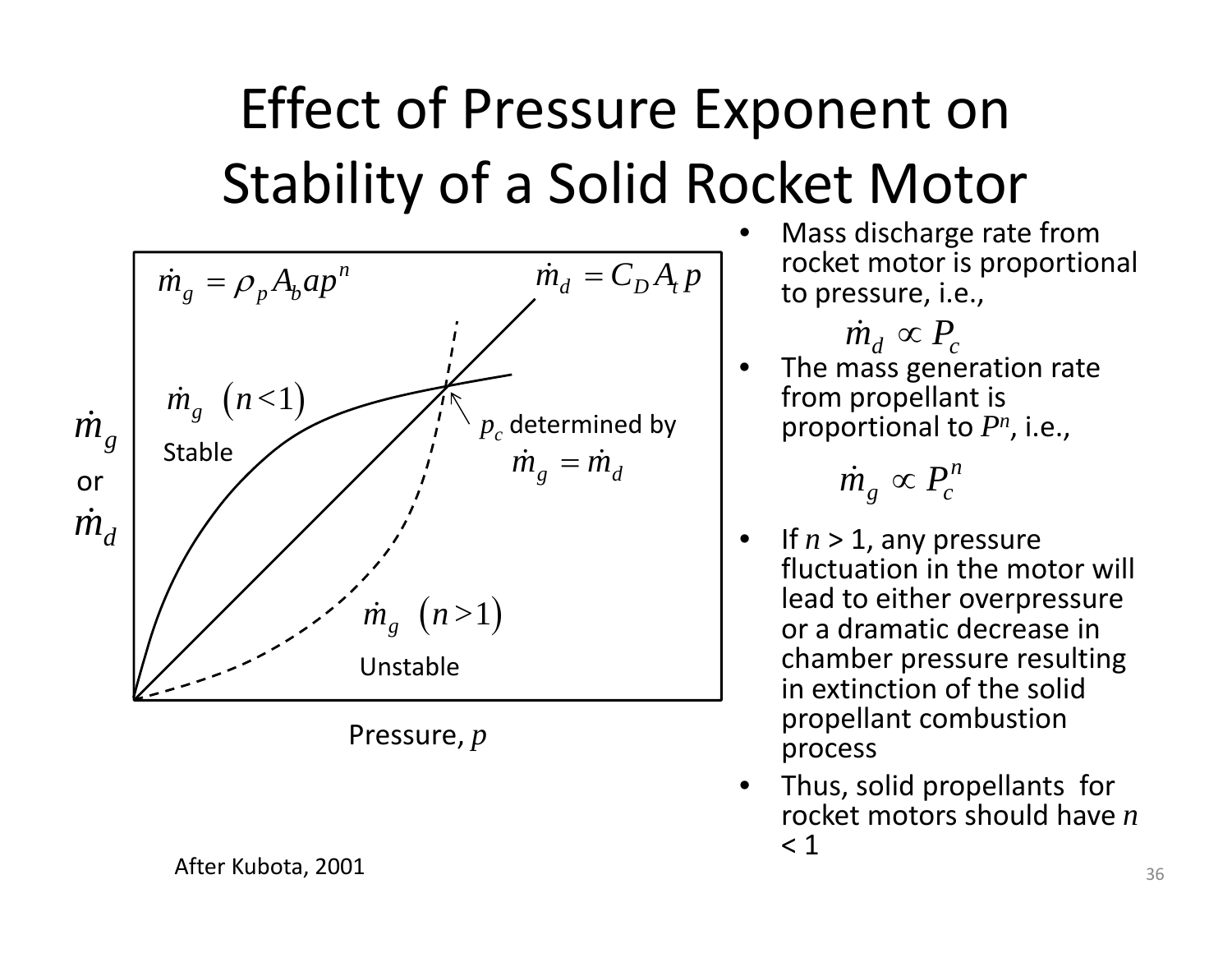# Effect of Pressure Exponent on Stability of a Solid Rocket Motor

$\dot{m}_g = \rho_p A_b a p^n$

$\dot{m}_d = C_D A_t p$

$\dot{m}_g \ (n<1)$ Stable

$\dot{m}_g \ (n>1)$ Unstable

$p_c$ determined by $\dot{m}_g = \dot{m}_d$

$\dot{m}_g$ or $\dot{m}_d$

Pressure, $p$

After Kubota, 2001

- Mass discharge rate from rocket motor is proportional to pressure, i.e.,

$$\dot{m}_d \propto P_c$$

- The mass generation rate from propellant is proportional to $P^n$, i.e.,

$$\dot{m}_g \propto P_c^n$$

- If $n > 1$, any pressure fluctuation in the motor will lead to either overpressure or a dramatic decrease in chamber pressure resulting in extinction of the solid propellant combustion process
- Thus, solid propellants for rocket motors should have $n < 1$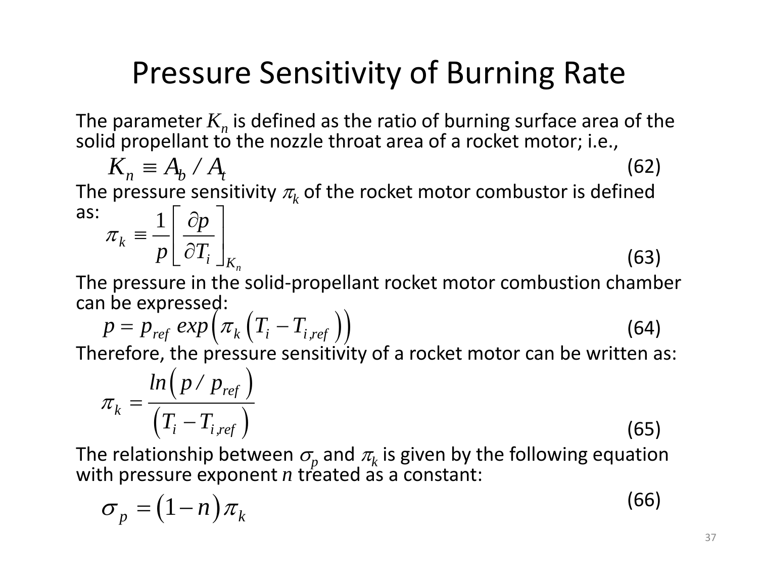# Pressure Sensitivity of Burning Rate

The parameter $K_n$ is defined as the ratio of burning surface area of the solid propellant to the nozzle throat area of a rocket motor; i.e.,

$$K_n \equiv A_b / A_t \tag{62}$$

The pressure sensitivity $\pi_k$ of the rocket motor combustor is defined as:

$$\pi_k \equiv \frac{1}{p}\left[\frac{\partial p}{\partial T_i}\right]_{K_n} \tag{63}$$

The pressure in the solid-propellant rocket motor combustion chamber can be expressed:

$$p = p_{ref}\, exp\left(\pi_k \left(T_i - T_{i,ref}\right)\right) \tag{64}$$

Therefore, the pressure sensitivity of a rocket motor can be written as:

$$\pi_k = \frac{ln\left(p / p_{ref}\right)}{\left(T_i - T_{i,ref}\right)} \tag{65}$$

The relationship between $\sigma_p$ and $\pi_k$ is given by the following equation with pressure exponent $n$ treated as a constant:

$$\sigma_p = \left(1 - n\right)\pi_k \tag{66}$$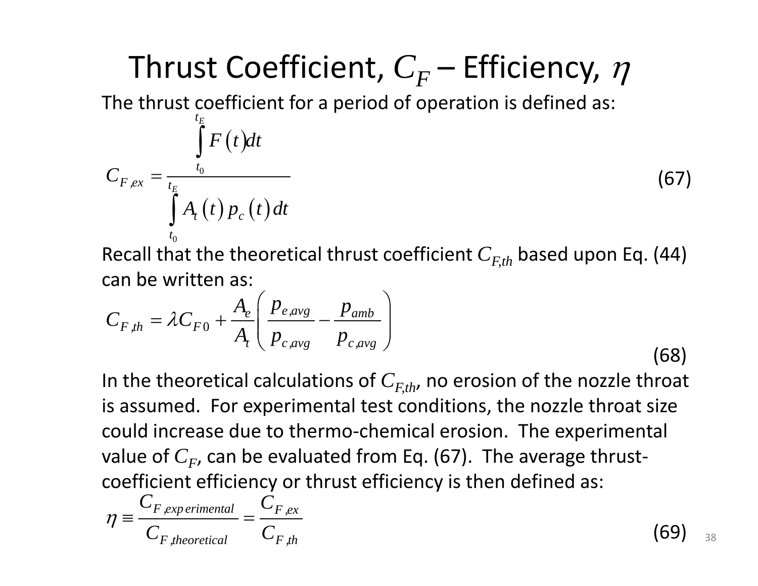# Thrust Coefficient, $C_F$ – Efficiency, $\eta$

The thrust coefficient for a period of operation is defined as:

$$C_{F,ex} = \frac{\int_{t_0}^{t_E} F(t)dt}{\int_{t_0}^{t_E} A_t(t)\, p_c(t)\, dt} \tag{67}$$

Recall that the theoretical thrust coefficient $C_{F,th}$ based upon Eq. (44) can be written as:

$$C_{F,th} = \lambda C_{F0} + \frac{A_e}{A_t}\left(\frac{p_{e,avg}}{p_{c,avg}} - \frac{p_{amb}}{p_{c,avg}}\right) \tag{68}$$

In the theoretical calculations of $C_{F,th}$, no erosion of the nozzle throat is assumed. For experimental test conditions, the nozzle throat size could increase due to thermo-chemical erosion. The experimental value of $C_F$, can be evaluated from Eq. (67). The average thrust-coefficient efficiency or thrust efficiency is then defined as:

$$\eta \equiv \frac{C_{F,experimental}}{C_{F,theoretical}} = \frac{C_{F,ex}}{C_{F,th}} \tag{69}$$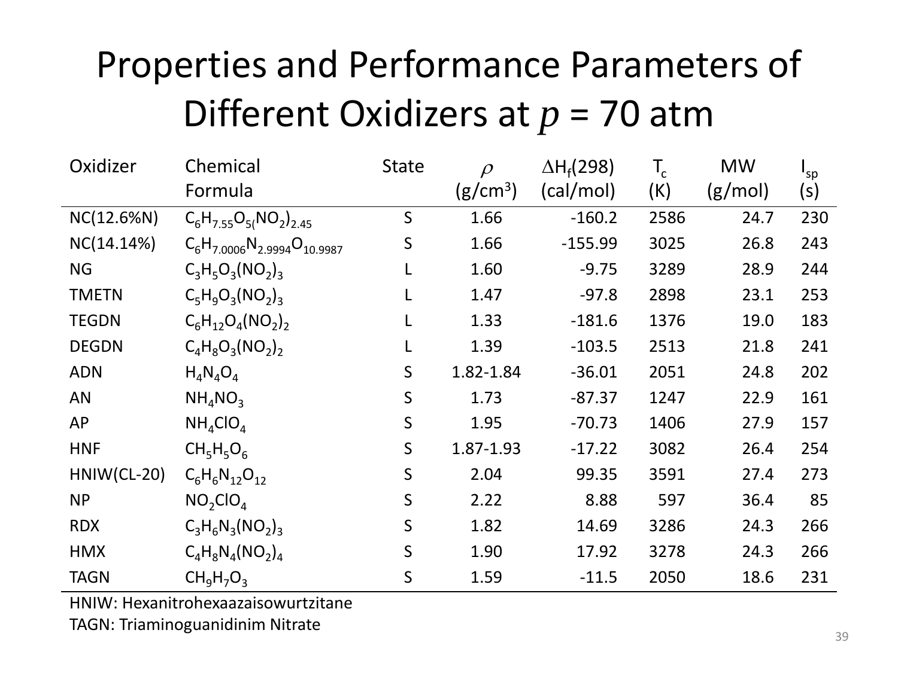# Properties and Performance Parameters of Different Oxidizers at *p* = 70 atm

| Oxidizer | Chemical Formula | State | $\rho$ (g/cm$^3$) | $\Delta H_f(298)$ (cal/mol) | $T_c$ (K) | MW (g/mol) | $I_{sp}$ (s) |
|---|---|---|---|---|---|---|---|
| NC(12.6%N) | $C_6H_{7.55}O_{5(}(NO_2)_{2.45}$ | S | 1.66 | -160.2 | 2586 | 24.7 | 230 |
| NC(14.14%) | $C_6H_{7.0006}N_{2.9994}O_{10.9987}$ | S | 1.66 | -155.99 | 3025 | 26.8 | 243 |
| NG | $C_3H_5O_3(NO_2)_3$ | L | 1.60 | -9.75 | 3289 | 28.9 | 244 |
| TMETN | $C_5H_9O_3(NO_2)_3$ | L | 1.47 | -97.8 | 2898 | 23.1 | 253 |
| TEGDN | $C_6H_{12}O_4(NO_2)_2$ | L | 1.33 | -181.6 | 1376 | 19.0 | 183 |
| DEGDN | $C_4H_8O_3(NO_2)_2$ | L | 1.39 | -103.5 | 2513 | 21.8 | 241 |
| ADN | $H_4N_4O_4$ | S | 1.82-1.84 | -36.01 | 2051 | 24.8 | 202 |
| AN | $NH_4NO_3$ | S | 1.73 | -87.37 | 1247 | 22.9 | 161 |
| AP | $NH_4ClO_4$ | S | 1.95 | -70.73 | 1406 | 27.9 | 157 |
| HNF | $CH_5H_5O_6$ | S | 1.87-1.93 | -17.22 | 3082 | 26.4 | 254 |
| HNIW(CL-20) | $C_6H_6N_{12}O_{12}$ | S | 2.04 | 99.35 | 3591 | 27.4 | 273 |
| NP | $NO_2ClO_4$ | S | 2.22 | 8.88 | 597 | 36.4 | 85 |
| RDX | $C_3H_6N_3(NO_2)_3$ | S | 1.82 | 14.69 | 3286 | 24.3 | 266 |
| HMX | $C_4H_8N_4(NO_2)_4$ | S | 1.90 | 17.92 | 3278 | 24.3 | 266 |
| TAGN | $CH_9H_7O_3$ | S | 1.59 | -11.5 | 2050 | 18.6 | 231 |

HNIW: Hexanitrohexaazaisowurtzitane

TAGN: Triaminoguanidinim Nitrate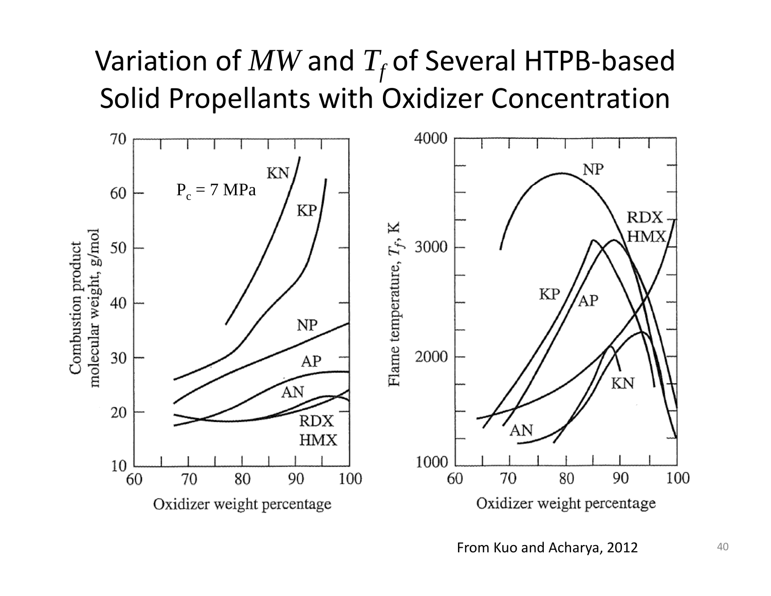# Variation of $MW$ and $T_f$ of Several HTPB-based Solid Propellants with Oxidizer Concentration

From Kuo and Acharya, 2012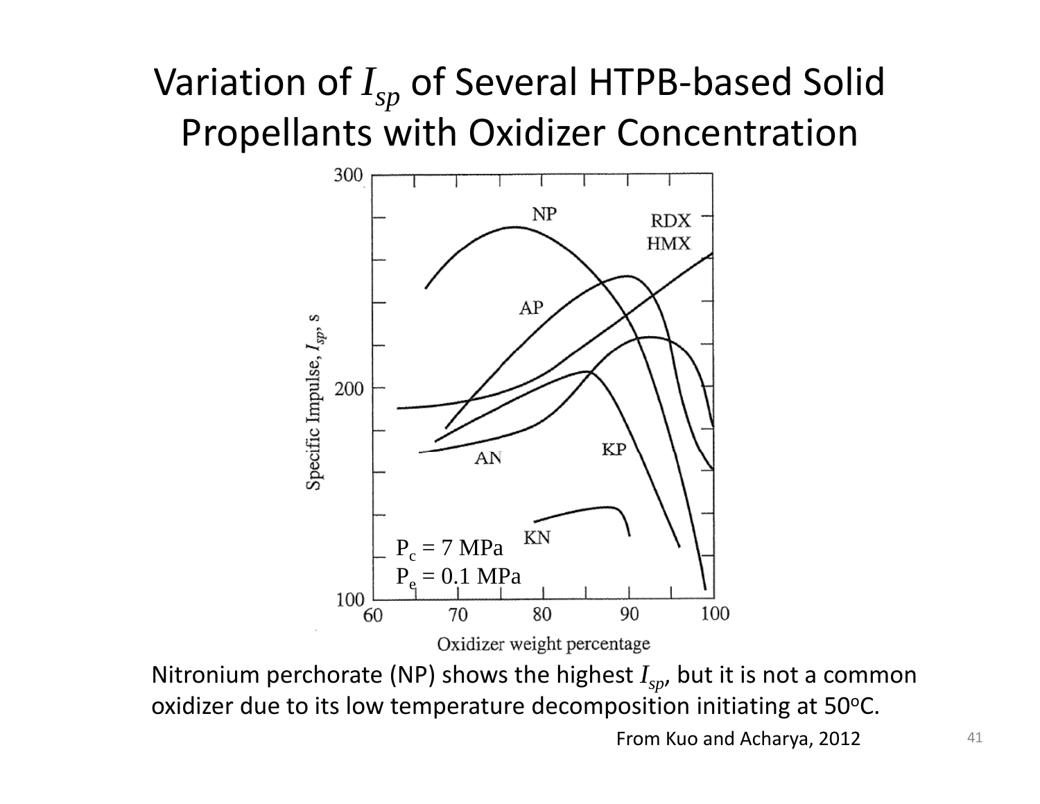# Variation of $I_{sp}$ of Several HTPB-based Solid Propellants with Oxidizer Concentration

300

200

100

60 70 80 90 100

Specific Impulse, $I_{sp}$, s

Oxidizer weight percentage

NP

RDX

HMX

AP

AN

KP

KN

$P_c$ = 7 MPa

$P_e$ = 0.1 MPa

Nitronium perchorate (NP) shows the highest $I_{sp}$, but it is not a common oxidizer due to its low temperature decomposition initiating at 50$^{o}$C.

From Kuo and Acharya, 2012